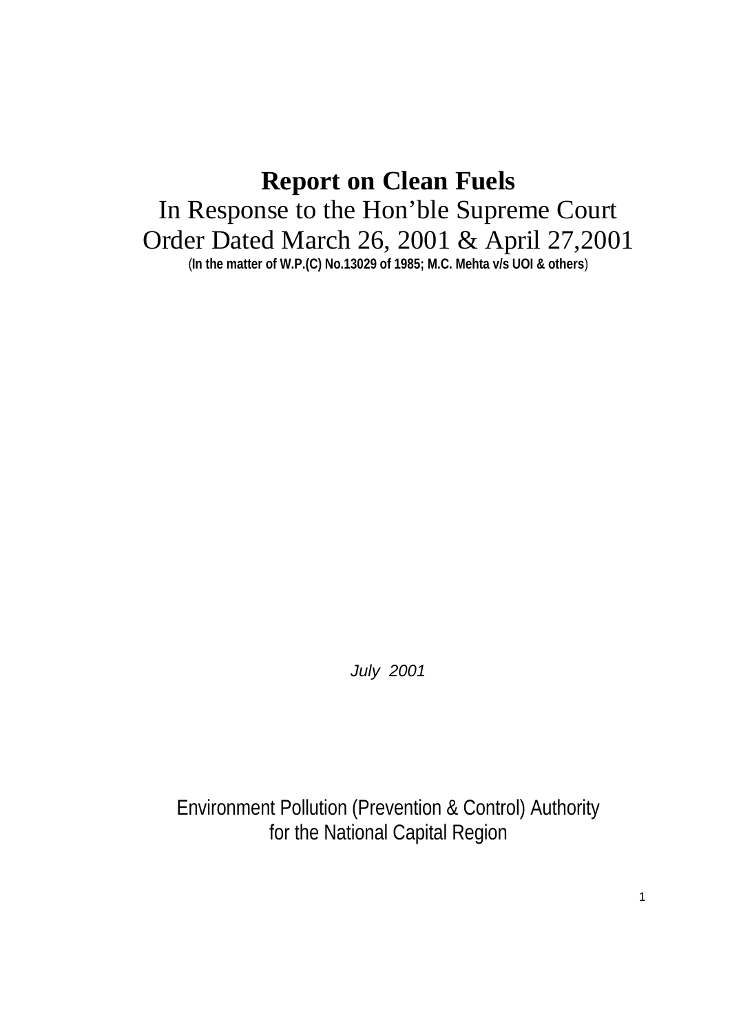# Report on Clean Fuels

In Response to the Hon'ble Supreme Court Order Dated March 26, 2001 & April 27,2001

(**In the matter of W.P.(C) No.13029 of 1985; M.C. Mehta v/s UOI & others**)

*July 2001*

Environment Pollution (Prevention & Control) Authority
for the National Capital Region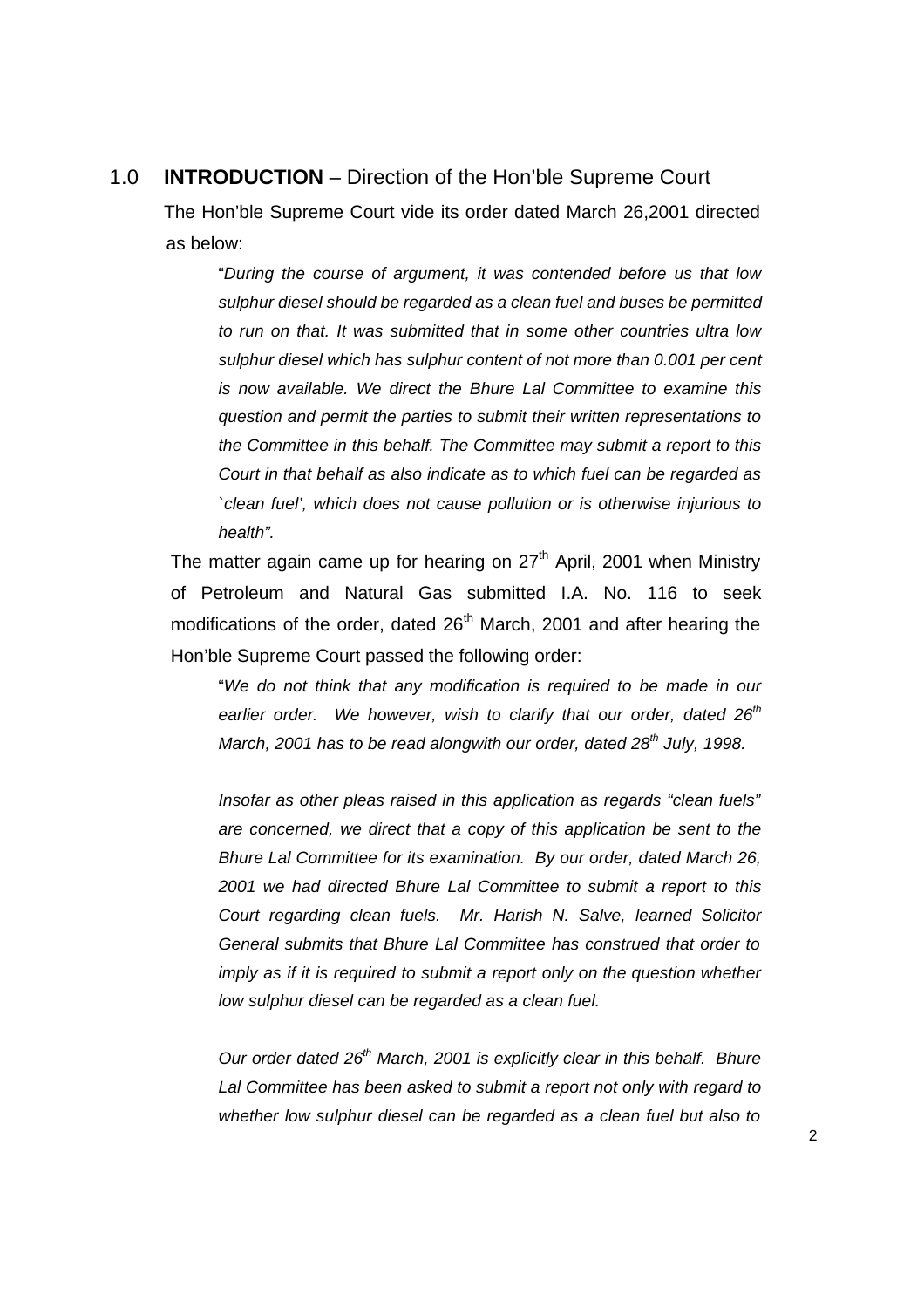## 1.0 **INTRODUCTION** – Direction of the Hon'ble Supreme Court

The Hon'ble Supreme Court vide its order dated March 26,2001 directed as below:

> "*During the course of argument, it was contended before us that low sulphur diesel should be regarded as a clean fuel and buses be permitted to run on that. It was submitted that in some other countries ultra low sulphur diesel which has sulphur content of not more than 0.001 per cent is now available. We direct the Bhure Lal Committee to examine this question and permit the parties to submit their written representations to the Committee in this behalf. The Committee may submit a report to this Court in that behalf as also indicate as to which fuel can be regarded as `clean fuel', which does not cause pollution or is otherwise injurious to health".*

The matter again came up for hearing on 27th April, 2001 when Ministry of Petroleum and Natural Gas submitted I.A. No. 116 to seek modifications of the order, dated 26th March, 2001 and after hearing the Hon'ble Supreme Court passed the following order:

> "*We do not think that any modification is required to be made in our earlier order. We however, wish to clarify that our order, dated 26th March, 2001 has to be read alongwith our order, dated 28th July, 1998.*
>
> *Insofar as other pleas raised in this application as regards "clean fuels" are concerned, we direct that a copy of this application be sent to the Bhure Lal Committee for its examination. By our order, dated March 26, 2001 we had directed Bhure Lal Committee to submit a report to this Court regarding clean fuels. Mr. Harish N. Salve, learned Solicitor General submits that Bhure Lal Committee has construed that order to imply as if it is required to submit a report only on the question whether low sulphur diesel can be regarded as a clean fuel.*
>
> *Our order dated 26th March, 2001 is explicitly clear in this behalf. Bhure Lal Committee has been asked to submit a report not only with regard to whether low sulphur diesel can be regarded as a clean fuel but also to*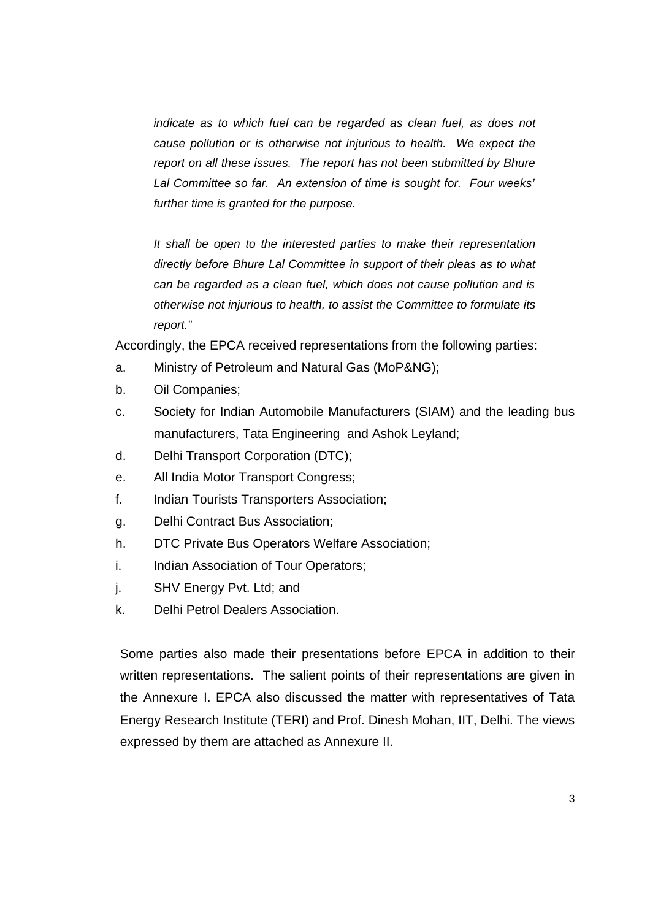> *indicate as to which fuel can be regarded as clean fuel, as does not cause pollution or is otherwise not injurious to health. We expect the report on all these issues. The report has not been submitted by Bhure Lal Committee so far. An extension of time is sought for. Four weeks' further time is granted for the purpose.*
>
> *It shall be open to the interested parties to make their representation directly before Bhure Lal Committee in support of their pleas as to what can be regarded as a clean fuel, which does not cause pollution and is otherwise not injurious to health, to assist the Committee to formulate its report."*

Accordingly, the EPCA received representations from the following parties:

a. Ministry of Petroleum and Natural Gas (MoP&NG);
b. Oil Companies;
c. Society for Indian Automobile Manufacturers (SIAM) and the leading bus manufacturers, Tata Engineering and Ashok Leyland;
d. Delhi Transport Corporation (DTC);
e. All India Motor Transport Congress;
f. Indian Tourists Transporters Association;
g. Delhi Contract Bus Association;
h. DTC Private Bus Operators Welfare Association;
i. Indian Association of Tour Operators;
j. SHV Energy Pvt. Ltd; and
k. Delhi Petrol Dealers Association.

Some parties also made their presentations before EPCA in addition to their written representations. The salient points of their representations are given in the Annexure I. EPCA also discussed the matter with representatives of Tata Energy Research Institute (TERI) and Prof. Dinesh Mohan, IIT, Delhi. The views expressed by them are attached as Annexure II.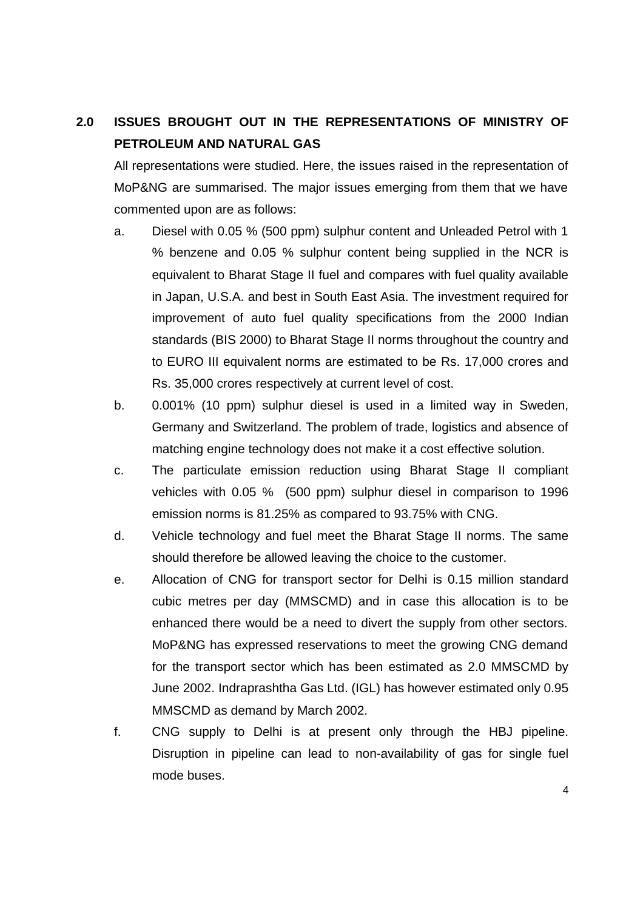## 2.0 ISSUES BROUGHT OUT IN THE REPRESENTATIONS OF MINISTRY OF PETROLEUM AND NATURAL GAS

All representations were studied. Here, the issues raised in the representation of MoP&NG are summarised. The major issues emerging from them that we have commented upon are as follows:

a. Diesel with 0.05 % (500 ppm) sulphur content and Unleaded Petrol with 1 % benzene and 0.05 % sulphur content being supplied in the NCR is equivalent to Bharat Stage II fuel and compares with fuel quality available in Japan, U.S.A. and best in South East Asia. The investment required for improvement of auto fuel quality specifications from the 2000 Indian standards (BIS 2000) to Bharat Stage II norms throughout the country and to EURO III equivalent norms are estimated to be Rs. 17,000 crores and Rs. 35,000 crores respectively at current level of cost.

b. 0.001% (10 ppm) sulphur diesel is used in a limited way in Sweden, Germany and Switzerland. The problem of trade, logistics and absence of matching engine technology does not make it a cost effective solution.

c. The particulate emission reduction using Bharat Stage II compliant vehicles with 0.05 % (500 ppm) sulphur diesel in comparison to 1996 emission norms is 81.25% as compared to 93.75% with CNG.

d. Vehicle technology and fuel meet the Bharat Stage II norms. The same should therefore be allowed leaving the choice to the customer.

e. Allocation of CNG for transport sector for Delhi is 0.15 million standard cubic metres per day (MMSCMD) and in case this allocation is to be enhanced there would be a need to divert the supply from other sectors. MoP&NG has expressed reservations to meet the growing CNG demand for the transport sector which has been estimated as 2.0 MMSCMD by June 2002. Indraprashtha Gas Ltd. (IGL) has however estimated only 0.95 MMSCMD as demand by March 2002.

f. CNG supply to Delhi is at present only through the HBJ pipeline. Disruption in pipeline can lead to non-availability of gas for single fuel mode buses.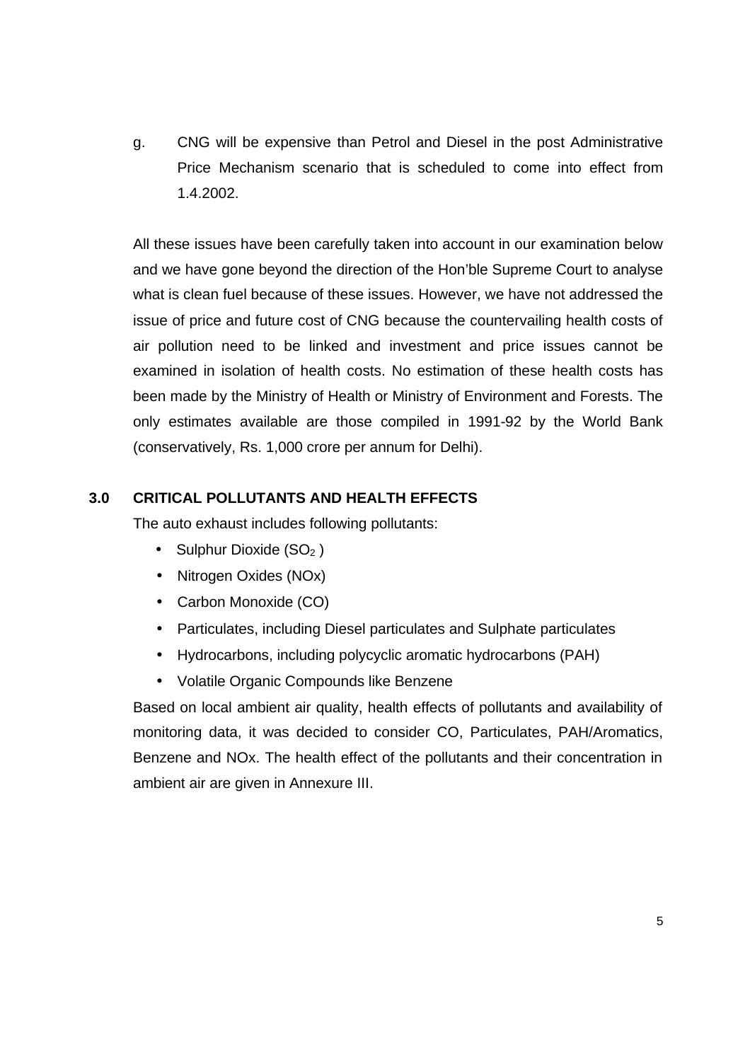g. CNG will be expensive than Petrol and Diesel in the post Administrative Price Mechanism scenario that is scheduled to come into effect from 1.4.2002.

All these issues have been carefully taken into account in our examination below and we have gone beyond the direction of the Hon'ble Supreme Court to analyse what is clean fuel because of these issues. However, we have not addressed the issue of price and future cost of CNG because the countervailing health costs of air pollution need to be linked and investment and price issues cannot be examined in isolation of health costs. No estimation of these health costs has been made by the Ministry of Health or Ministry of Environment and Forests. The only estimates available are those compiled in 1991-92 by the World Bank (conservatively, Rs. 1,000 crore per annum for Delhi).

## 3.0 CRITICAL POLLUTANTS AND HEALTH EFFECTS

The auto exhaust includes following pollutants:

- Sulphur Dioxide ($SO_2$ )
- Nitrogen Oxides (NOx)
- Carbon Monoxide (CO)
- Particulates, including Diesel particulates and Sulphate particulates
- Hydrocarbons, including polycyclic aromatic hydrocarbons (PAH)
- Volatile Organic Compounds like Benzene

Based on local ambient air quality, health effects of pollutants and availability of monitoring data, it was decided to consider CO, Particulates, PAH/Aromatics, Benzene and NOx. The health effect of the pollutants and their concentration in ambient air are given in Annexure III.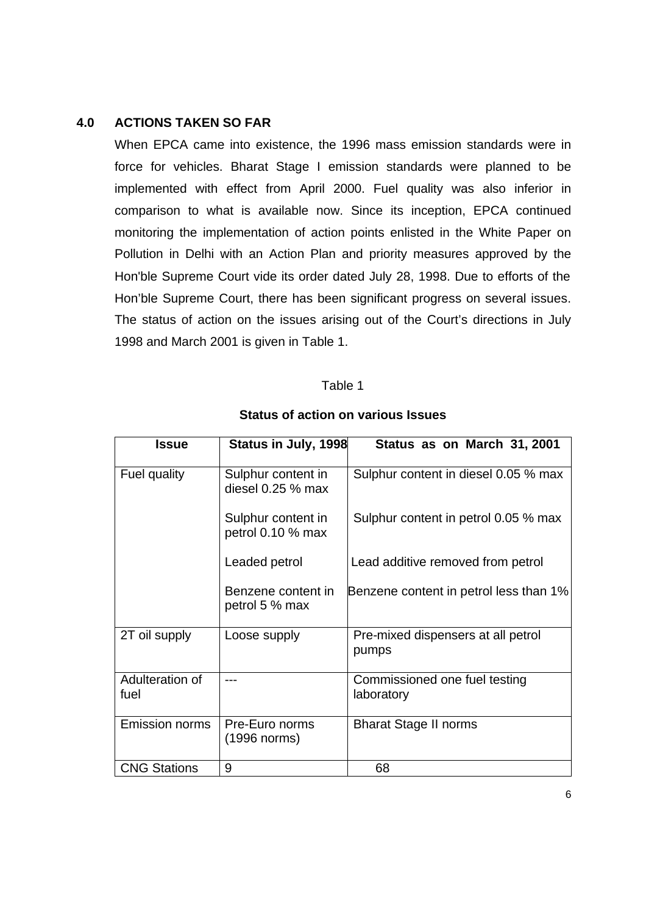## 4.0 ACTIONS TAKEN SO FAR

When EPCA came into existence, the 1996 mass emission standards were in force for vehicles. Bharat Stage I emission standards were planned to be implemented with effect from April 2000. Fuel quality was also inferior in comparison to what is available now. Since its inception, EPCA continued monitoring the implementation of action points enlisted in the White Paper on Pollution in Delhi with an Action Plan and priority measures approved by the Hon'ble Supreme Court vide its order dated July 28, 1998. Due to efforts of the Hon'ble Supreme Court, there has been significant progress on several issues. The status of action on the issues arising out of the Court's directions in July 1998 and March 2001 is given in Table 1.

Table 1

**Status of action on various Issues**

| Issue | Status in July, 1998 | Status as on March 31, 2001 |
|---|---|---|
| Fuel quality | Sulphur content in diesel 0.25 % max | Sulphur content in diesel 0.05 % max |
| | Sulphur content in petrol 0.10 % max | Sulphur content in petrol 0.05 % max |
| | Leaded petrol | Lead additive removed from petrol |
| | Benzene content in petrol 5 % max | Benzene content in petrol less than 1% |
| 2T oil supply | Loose supply | Pre-mixed dispensers at all petrol pumps |
| Adulteration of fuel | --- | Commissioned one fuel testing laboratory |
| Emission norms | Pre-Euro norms (1996 norms) | Bharat Stage II norms |
| CNG Stations | 9 | 68 |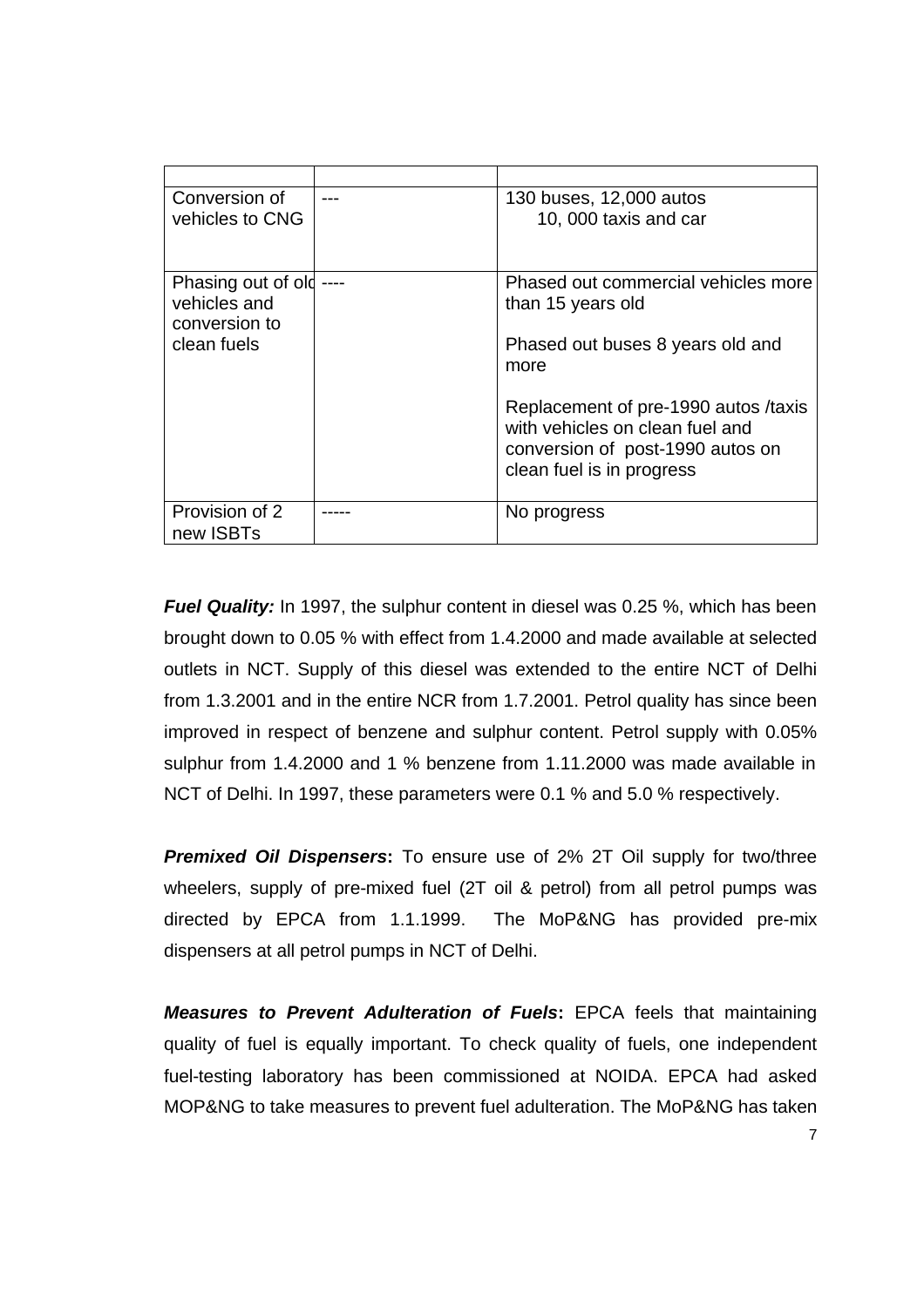| | | |
|---|---|---|
| Conversion of vehicles to CNG | --- | 130 buses, 12,000 autos 10, 000 taxis and car |
| Phasing out of old vehicles and conversion to clean fuels | ---- | Phased out commercial vehicles more than 15 years old<br><br>Phased out buses 8 years old and more<br><br>Replacement of pre-1990 autos /taxis with vehicles on clean fuel and conversion of post-1990 autos on clean fuel is in progress |
| Provision of 2 new ISBTs | ----- | No progress |

***Fuel Quality:*** In 1997, the sulphur content in diesel was 0.25 %, which has been brought down to 0.05 % with effect from 1.4.2000 and made available at selected outlets in NCT. Supply of this diesel was extended to the entire NCT of Delhi from 1.3.2001 and in the entire NCR from 1.7.2001. Petrol quality has since been improved in respect of benzene and sulphur content. Petrol supply with 0.05% sulphur from 1.4.2000 and 1 % benzene from 1.11.2000 was made available in NCT of Delhi. In 1997, these parameters were 0.1 % and 5.0 % respectively.

***Premixed Oil Dispensers*:** To ensure use of 2% 2T Oil supply for two/three wheelers, supply of pre-mixed fuel (2T oil & petrol) from all petrol pumps was directed by EPCA from 1.1.1999. The MoP&NG has provided pre-mix dispensers at all petrol pumps in NCT of Delhi.

***Measures to Prevent Adulteration of Fuels*:** EPCA feels that maintaining quality of fuel is equally important. To check quality of fuels, one independent fuel-testing laboratory has been commissioned at NOIDA. EPCA had asked MOP&NG to take measures to prevent fuel adulteration. The MoP&NG has taken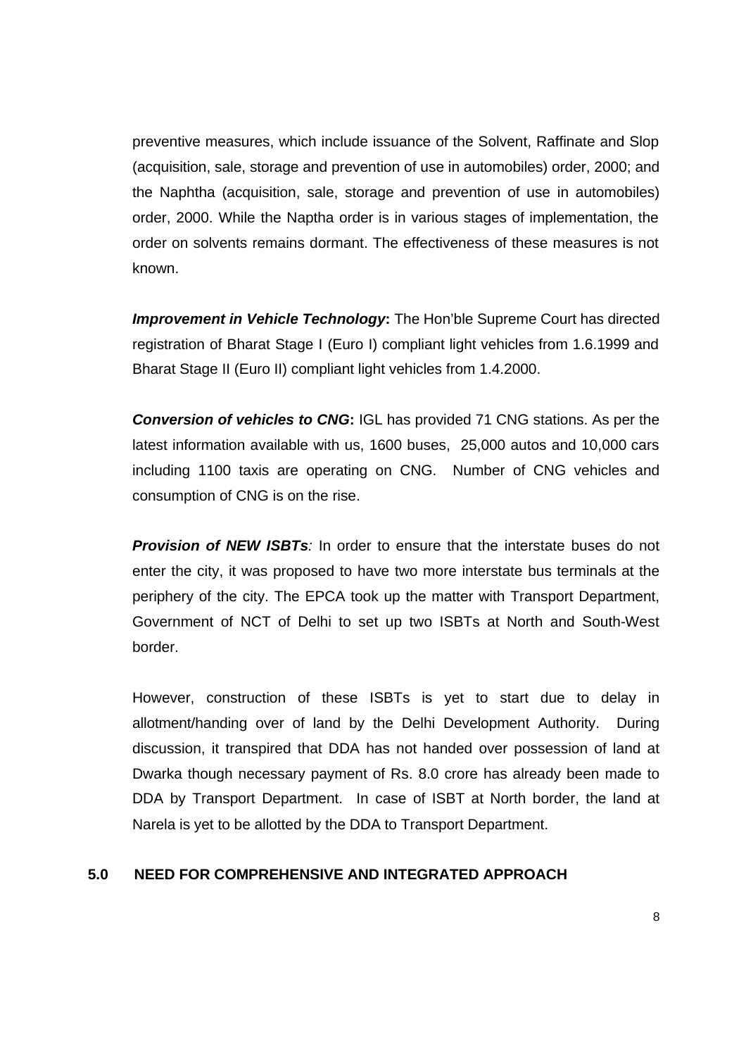preventive measures, which include issuance of the Solvent, Raffinate and Slop (acquisition, sale, storage and prevention of use in automobiles) order, 2000; and the Naphtha (acquisition, sale, storage and prevention of use in automobiles) order, 2000. While the Naptha order is in various stages of implementation, the order on solvents remains dormant. The effectiveness of these measures is not known.

***Improvement in Vehicle Technology*:** The Hon'ble Supreme Court has directed registration of Bharat Stage I (Euro I) compliant light vehicles from 1.6.1999 and Bharat Stage II (Euro II) compliant light vehicles from 1.4.2000.

***Conversion of vehicles to CNG*:** IGL has provided 71 CNG stations. As per the latest information available with us, 1600 buses, 25,000 autos and 10,000 cars including 1100 taxis are operating on CNG. Number of CNG vehicles and consumption of CNG is on the rise.

***Provision of NEW ISBTs**:* In order to ensure that the interstate buses do not enter the city, it was proposed to have two more interstate bus terminals at the periphery of the city. The EPCA took up the matter with Transport Department, Government of NCT of Delhi to set up two ISBTs at North and South-West border.

However, construction of these ISBTs is yet to start due to delay in allotment/handing over of land by the Delhi Development Authority. During discussion, it transpired that DDA has not handed over possession of land at Dwarka though necessary payment of Rs. 8.0 crore has already been made to DDA by Transport Department. In case of ISBT at North border, the land at Narela is yet to be allotted by the DDA to Transport Department.

## 5.0 NEED FOR COMPREHENSIVE AND INTEGRATED APPROACH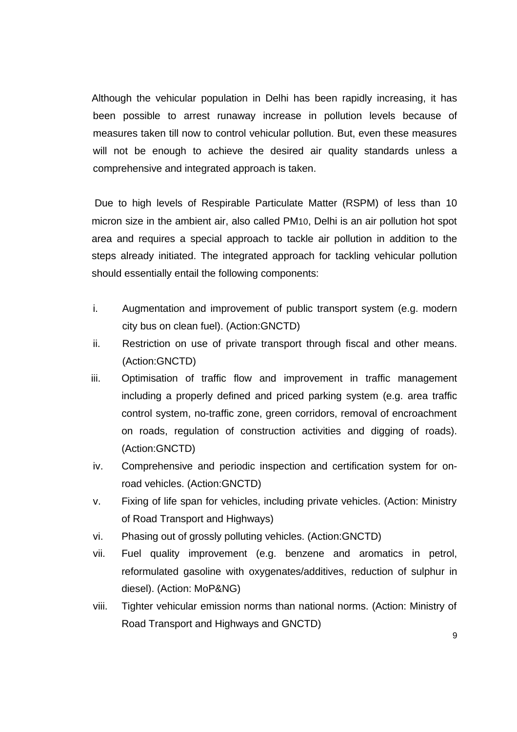Although the vehicular population in Delhi has been rapidly increasing, it has been possible to arrest runaway increase in pollution levels because of measures taken till now to control vehicular pollution. But, even these measures will not be enough to achieve the desired air quality standards unless a comprehensive and integrated approach is taken.

Due to high levels of Respirable Particulate Matter (RSPM) of less than 10 micron size in the ambient air, also called $PM_{10}$, Delhi is an air pollution hot spot area and requires a special approach to tackle air pollution in addition to the steps already initiated. The integrated approach for tackling vehicular pollution should essentially entail the following components:

i. Augmentation and improvement of public transport system (e.g. modern city bus on clean fuel). (Action:GNCTD)
ii. Restriction on use of private transport through fiscal and other means. (Action:GNCTD)
iii. Optimisation of traffic flow and improvement in traffic management including a properly defined and priced parking system (e.g. area traffic control system, no-traffic zone, green corridors, removal of encroachment on roads, regulation of construction activities and digging of roads). (Action:GNCTD)
iv. Comprehensive and periodic inspection and certification system for on-road vehicles. (Action:GNCTD)
v. Fixing of life span for vehicles, including private vehicles. (Action: Ministry of Road Transport and Highways)
vi. Phasing out of grossly polluting vehicles. (Action:GNCTD)
vii. Fuel quality improvement (e.g. benzene and aromatics in petrol, reformulated gasoline with oxygenates/additives, reduction of sulphur in diesel). (Action: MoP&NG)
viii. Tighter vehicular emission norms than national norms. (Action: Ministry of Road Transport and Highways and GNCTD)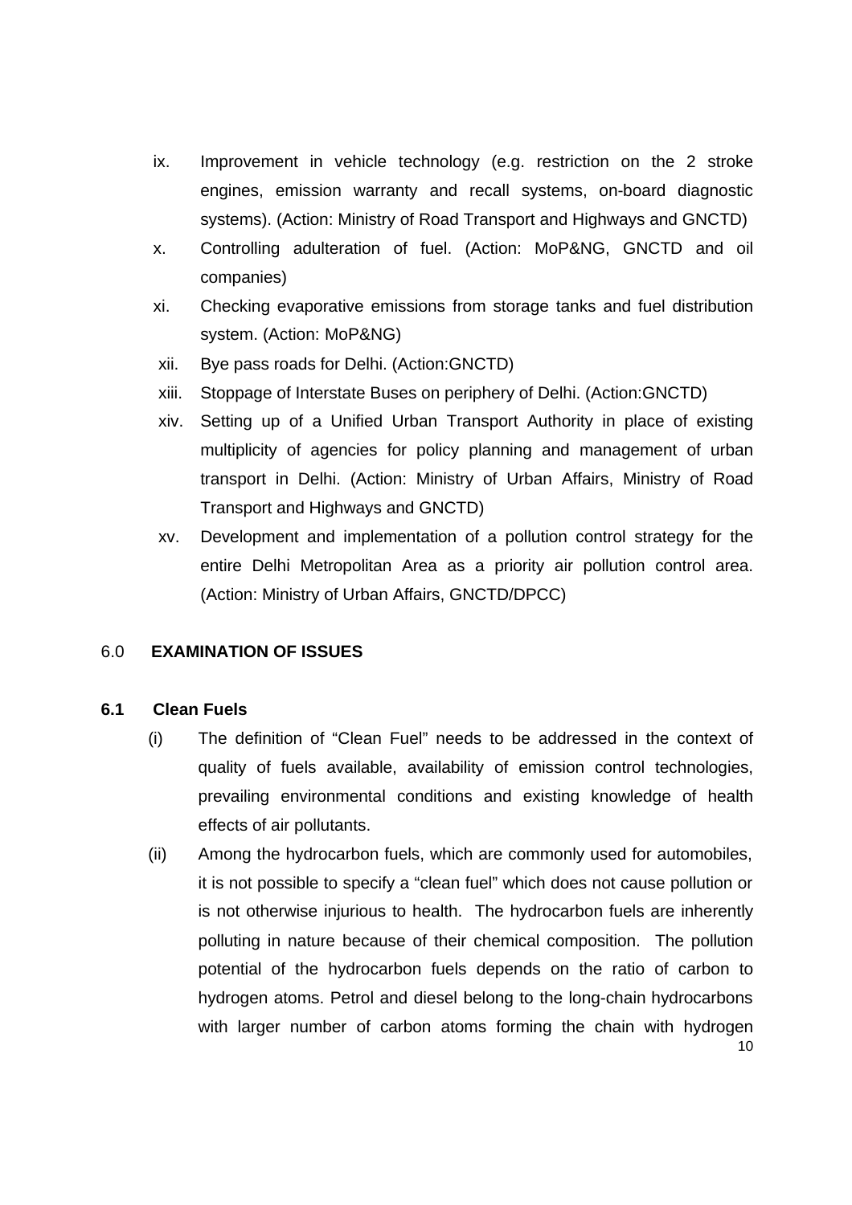ix. Improvement in vehicle technology (e.g. restriction on the 2 stroke engines, emission warranty and recall systems, on-board diagnostic systems). (Action: Ministry of Road Transport and Highways and GNCTD)

x. Controlling adulteration of fuel. (Action: MoP&NG, GNCTD and oil companies)

xi. Checking evaporative emissions from storage tanks and fuel distribution system. (Action: MoP&NG)

xii. Bye pass roads for Delhi. (Action:GNCTD)

xiii. Stoppage of Interstate Buses on periphery of Delhi. (Action:GNCTD)

xiv. Setting up of a Unified Urban Transport Authority in place of existing multiplicity of agencies for policy planning and management of urban transport in Delhi. (Action: Ministry of Urban Affairs, Ministry of Road Transport and Highways and GNCTD)

xv. Development and implementation of a pollution control strategy for the entire Delhi Metropolitan Area as a priority air pollution control area. (Action: Ministry of Urban Affairs, GNCTD/DPCC)

## 6.0 EXAMINATION OF ISSUES

### 6.1 Clean Fuels

(i) The definition of “Clean Fuel” needs to be addressed in the context of quality of fuels available, availability of emission control technologies, prevailing environmental conditions and existing knowledge of health effects of air pollutants.

(ii) Among the hydrocarbon fuels, which are commonly used for automobiles, it is not possible to specify a “clean fuel” which does not cause pollution or is not otherwise injurious to health. The hydrocarbon fuels are inherently polluting in nature because of their chemical composition. The pollution potential of the hydrocarbon fuels depends on the ratio of carbon to hydrogen atoms. Petrol and diesel belong to the long-chain hydrocarbons with larger number of carbon atoms forming the chain with hydrogen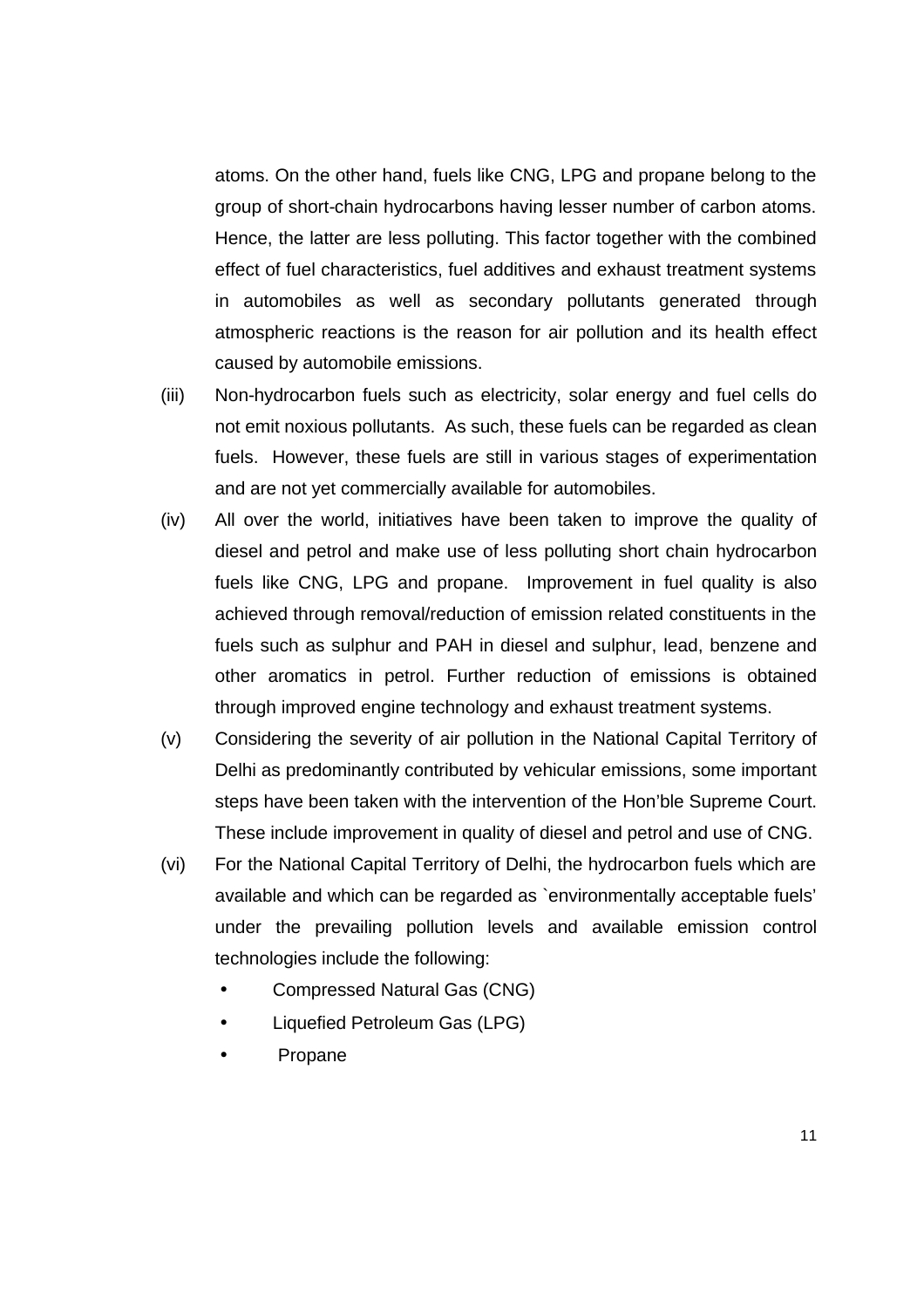atoms. On the other hand, fuels like CNG, LPG and propane belong to the group of short-chain hydrocarbons having lesser number of carbon atoms. Hence, the latter are less polluting. This factor together with the combined effect of fuel characteristics, fuel additives and exhaust treatment systems in automobiles as well as secondary pollutants generated through atmospheric reactions is the reason for air pollution and its health effect caused by automobile emissions.

(iii) Non-hydrocarbon fuels such as electricity, solar energy and fuel cells do not emit noxious pollutants. As such, these fuels can be regarded as clean fuels. However, these fuels are still in various stages of experimentation and are not yet commercially available for automobiles.

(iv) All over the world, initiatives have been taken to improve the quality of diesel and petrol and make use of less polluting short chain hydrocarbon fuels like CNG, LPG and propane. Improvement in fuel quality is also achieved through removal/reduction of emission related constituents in the fuels such as sulphur and PAH in diesel and sulphur, lead, benzene and other aromatics in petrol. Further reduction of emissions is obtained through improved engine technology and exhaust treatment systems.

(v) Considering the severity of air pollution in the National Capital Territory of Delhi as predominantly contributed by vehicular emissions, some important steps have been taken with the intervention of the Hon'ble Supreme Court. These include improvement in quality of diesel and petrol and use of CNG.

(vi) For the National Capital Territory of Delhi, the hydrocarbon fuels which are available and which can be regarded as `environmentally acceptable fuels' under the prevailing pollution levels and available emission control technologies include the following:

- Compressed Natural Gas (CNG)
- Liquefied Petroleum Gas (LPG)
- Propane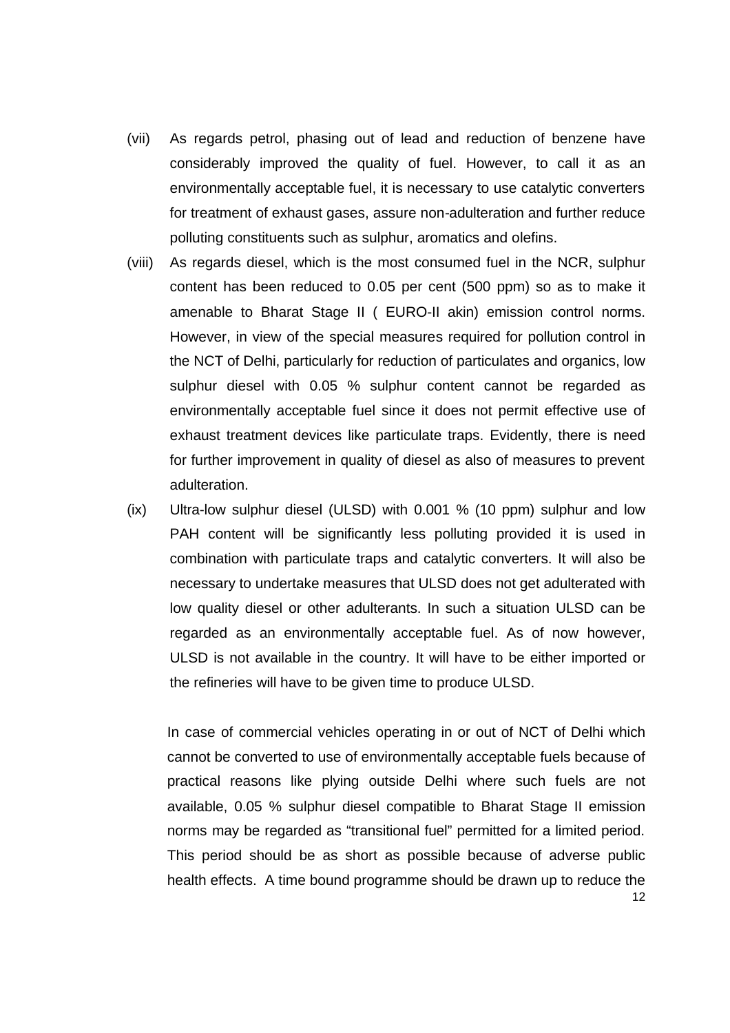(vii) As regards petrol, phasing out of lead and reduction of benzene have considerably improved the quality of fuel. However, to call it as an environmentally acceptable fuel, it is necessary to use catalytic converters for treatment of exhaust gases, assure non-adulteration and further reduce polluting constituents such as sulphur, aromatics and olefins.

(viii) As regards diesel, which is the most consumed fuel in the NCR, sulphur content has been reduced to 0.05 per cent (500 ppm) so as to make it amenable to Bharat Stage II ( EURO-II akin) emission control norms. However, in view of the special measures required for pollution control in the NCT of Delhi, particularly for reduction of particulates and organics, low sulphur diesel with 0.05 % sulphur content cannot be regarded as environmentally acceptable fuel since it does not permit effective use of exhaust treatment devices like particulate traps. Evidently, there is need for further improvement in quality of diesel as also of measures to prevent adulteration.

(ix) Ultra-low sulphur diesel (ULSD) with 0.001 % (10 ppm) sulphur and low PAH content will be significantly less polluting provided it is used in combination with particulate traps and catalytic converters. It will also be necessary to undertake measures that ULSD does not get adulterated with low quality diesel or other adulterants. In such a situation ULSD can be regarded as an environmentally acceptable fuel. As of now however, ULSD is not available in the country. It will have to be either imported or the refineries will have to be given time to produce ULSD.

In case of commercial vehicles operating in or out of NCT of Delhi which cannot be converted to use of environmentally acceptable fuels because of practical reasons like plying outside Delhi where such fuels are not available, 0.05 % sulphur diesel compatible to Bharat Stage II emission norms may be regarded as "transitional fuel" permitted for a limited period. This period should be as short as possible because of adverse public health effects. A time bound programme should be drawn up to reduce the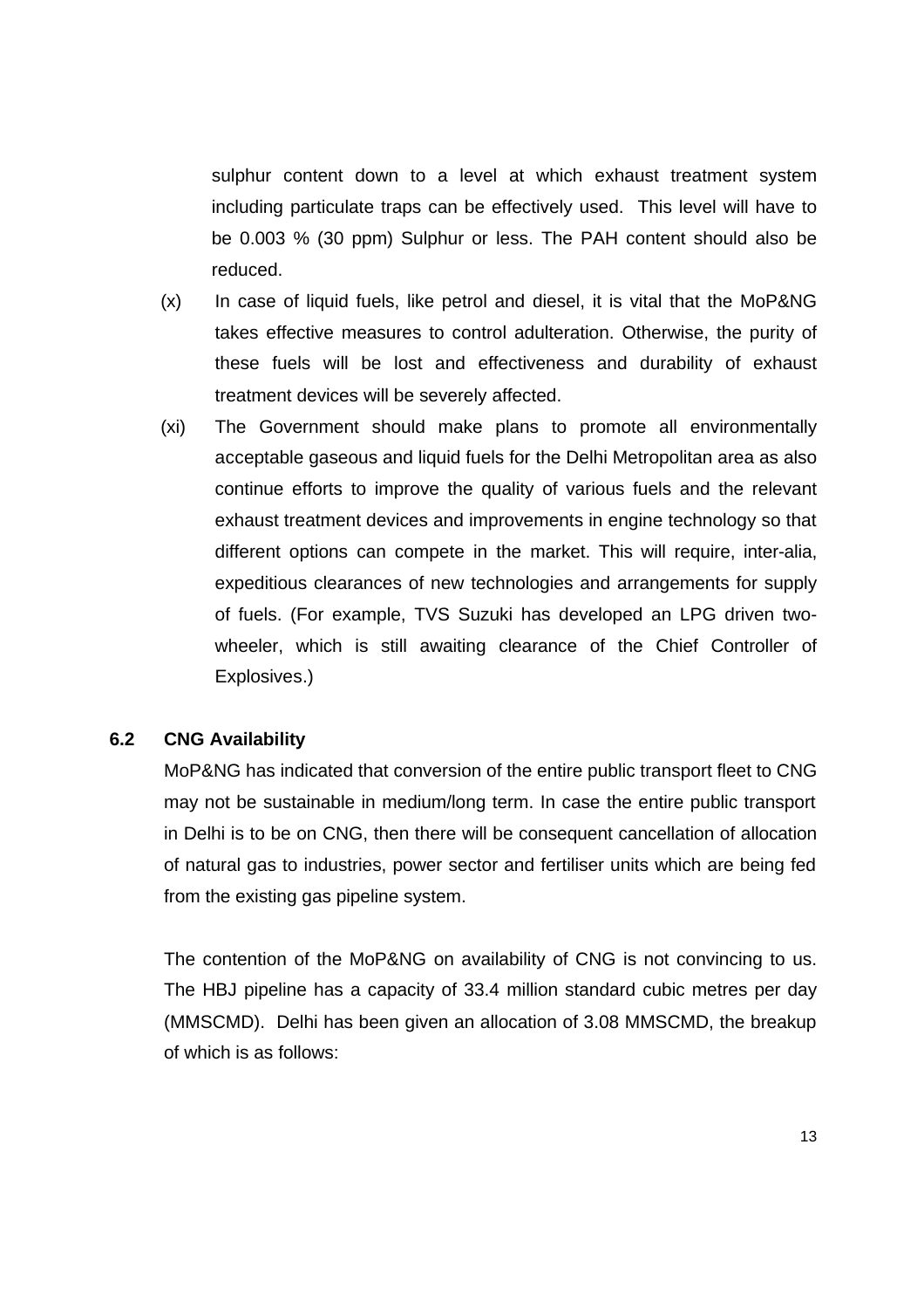sulphur content down to a level at which exhaust treatment system including particulate traps can be effectively used. This level will have to be 0.003 % (30 ppm) Sulphur or less. The PAH content should also be reduced.

(x) In case of liquid fuels, like petrol and diesel, it is vital that the MoP&NG takes effective measures to control adulteration. Otherwise, the purity of these fuels will be lost and effectiveness and durability of exhaust treatment devices will be severely affected.

(xi) The Government should make plans to promote all environmentally acceptable gaseous and liquid fuels for the Delhi Metropolitan area as also continue efforts to improve the quality of various fuels and the relevant exhaust treatment devices and improvements in engine technology so that different options can compete in the market. This will require, inter-alia, expeditious clearances of new technologies and arrangements for supply of fuels. (For example, TVS Suzuki has developed an LPG driven two-wheeler, which is still awaiting clearance of the Chief Controller of Explosives.)

### 6.2 CNG Availability

MoP&NG has indicated that conversion of the entire public transport fleet to CNG may not be sustainable in medium/long term. In case the entire public transport in Delhi is to be on CNG, then there will be consequent cancellation of allocation of natural gas to industries, power sector and fertiliser units which are being fed from the existing gas pipeline system.

The contention of the MoP&NG on availability of CNG is not convincing to us. The HBJ pipeline has a capacity of 33.4 million standard cubic metres per day (MMSCMD). Delhi has been given an allocation of 3.08 MMSCMD, the breakup of which is as follows: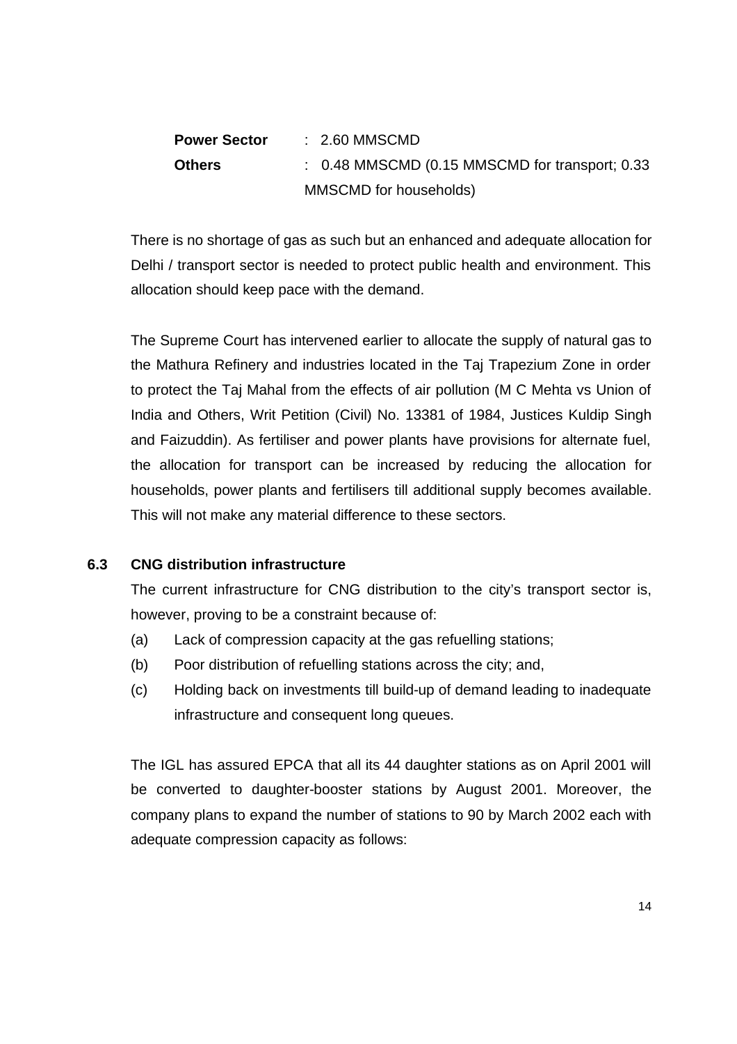| | |
|---|---|
| **Power Sector** | : 2.60 MMSCMD |
| **Others** | : 0.48 MMSCMD (0.15 MMSCMD for transport; 0.33 MMSCMD for households) |

There is no shortage of gas as such but an enhanced and adequate allocation for Delhi / transport sector is needed to protect public health and environment. This allocation should keep pace with the demand.

The Supreme Court has intervened earlier to allocate the supply of natural gas to the Mathura Refinery and industries located in the Taj Trapezium Zone in order to protect the Taj Mahal from the effects of air pollution (M C Mehta vs Union of India and Others, Writ Petition (Civil) No. 13381 of 1984, Justices Kuldip Singh and Faizuddin). As fertiliser and power plants have provisions for alternate fuel, the allocation for transport can be increased by reducing the allocation for households, power plants and fertilisers till additional supply becomes available. This will not make any material difference to these sectors.

### 6.3 CNG distribution infrastructure

The current infrastructure for CNG distribution to the city's transport sector is, however, proving to be a constraint because of:

(a) Lack of compression capacity at the gas refuelling stations;

(b) Poor distribution of refuelling stations across the city; and,

(c) Holding back on investments till build-up of demand leading to inadequate infrastructure and consequent long queues.

The IGL has assured EPCA that all its 44 daughter stations as on April 2001 will be converted to daughter-booster stations by August 2001. Moreover, the company plans to expand the number of stations to 90 by March 2002 each with adequate compression capacity as follows: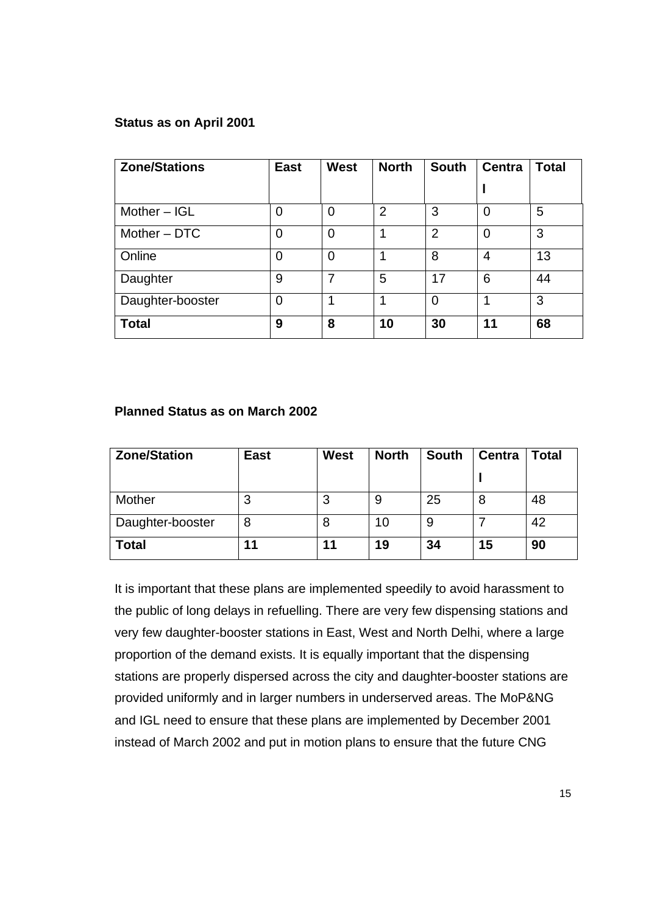**Status as on April 2001**

| Zone/Stations | East | West | North | South | Central | Total |
|---|---|---|---|---|---|---|
| Mother – IGL | 0 | 0 | 2 | 3 | 0 | 5 |
| Mother – DTC | 0 | 0 | 1 | 2 | 0 | 3 |
| Online | 0 | 0 | 1 | 8 | 4 | 13 |
| Daughter | 9 | 7 | 5 | 17 | 6 | 44 |
| Daughter-booster | 0 | 1 | 1 | 0 | 1 | 3 |
| **Total** | **9** | **8** | **10** | **30** | **11** | **68** |

**Planned Status as on March 2002**

| Zone/Station | East | West | North | South | Central | Total |
|---|---|---|---|---|---|---|
| Mother | 3 | 3 | 9 | 25 | 8 | 48 |
| Daughter-booster | 8 | 8 | 10 | 9 | 7 | 42 |
| **Total** | **11** | **11** | **19** | **34** | **15** | **90** |

It is important that these plans are implemented speedily to avoid harassment to the public of long delays in refuelling. There are very few dispensing stations and very few daughter-booster stations in East, West and North Delhi, where a large proportion of the demand exists. It is equally important that the dispensing stations are properly dispersed across the city and daughter-booster stations are provided uniformly and in larger numbers in underserved areas. The MoP&NG and IGL need to ensure that these plans are implemented by December 2001 instead of March 2002 and put in motion plans to ensure that the future CNG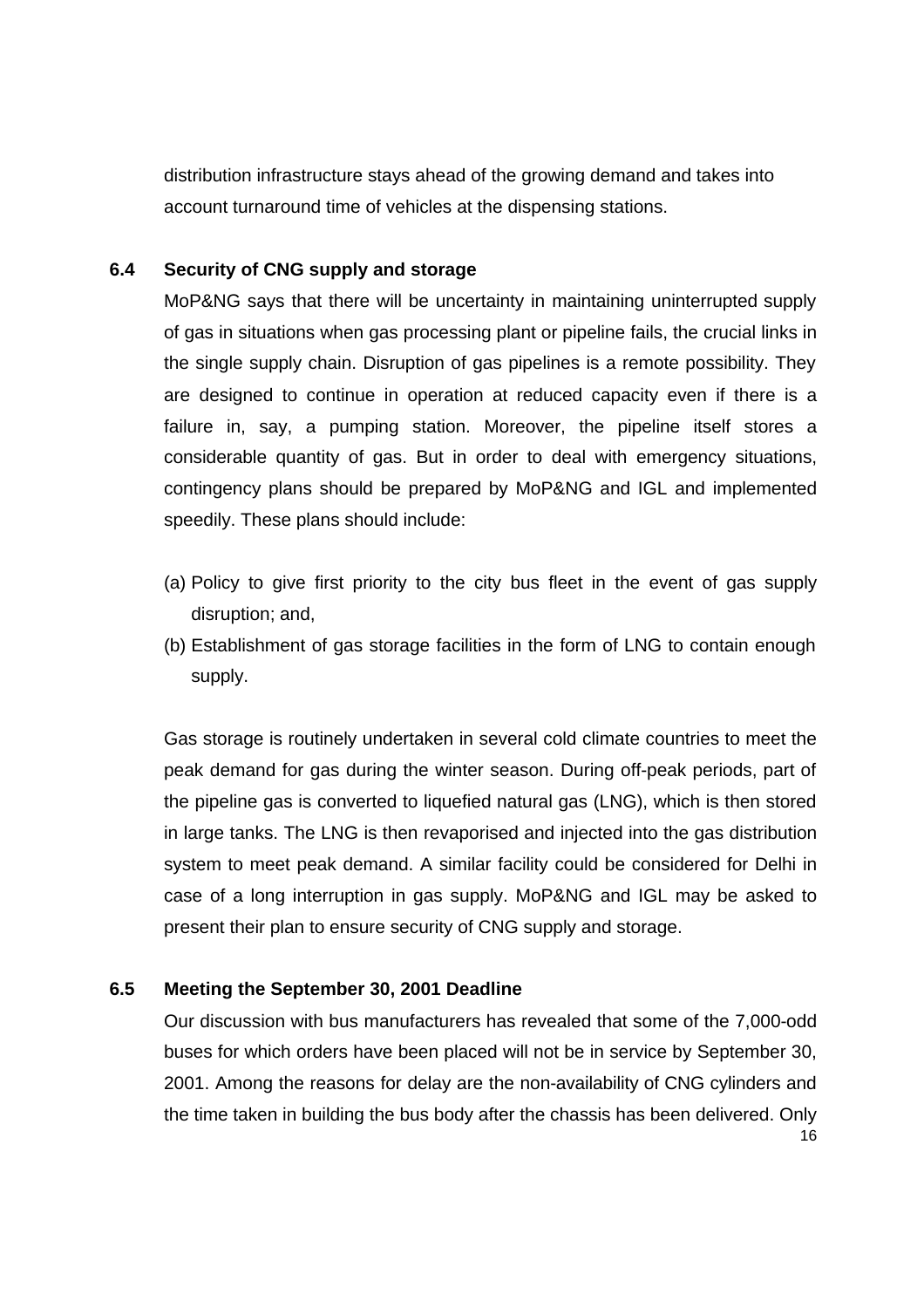distribution infrastructure stays ahead of the growing demand and takes into account turnaround time of vehicles at the dispensing stations.

### 6.4 Security of CNG supply and storage

MoP&NG says that there will be uncertainty in maintaining uninterrupted supply of gas in situations when gas processing plant or pipeline fails, the crucial links in the single supply chain. Disruption of gas pipelines is a remote possibility. They are designed to continue in operation at reduced capacity even if there is a failure in, say, a pumping station. Moreover, the pipeline itself stores a considerable quantity of gas. But in order to deal with emergency situations, contingency plans should be prepared by MoP&NG and IGL and implemented speedily. These plans should include:

(a) Policy to give first priority to the city bus fleet in the event of gas supply disruption; and,

(b) Establishment of gas storage facilities in the form of LNG to contain enough supply.

Gas storage is routinely undertaken in several cold climate countries to meet the peak demand for gas during the winter season. During off-peak periods, part of the pipeline gas is converted to liquefied natural gas (LNG), which is then stored in large tanks. The LNG is then revaporised and injected into the gas distribution system to meet peak demand. A similar facility could be considered for Delhi in case of a long interruption in gas supply. MoP&NG and IGL may be asked to present their plan to ensure security of CNG supply and storage.

### 6.5 Meeting the September 30, 2001 Deadline

Our discussion with bus manufacturers has revealed that some of the 7,000-odd buses for which orders have been placed will not be in service by September 30, 2001. Among the reasons for delay are the non-availability of CNG cylinders and the time taken in building the bus body after the chassis has been delivered. Only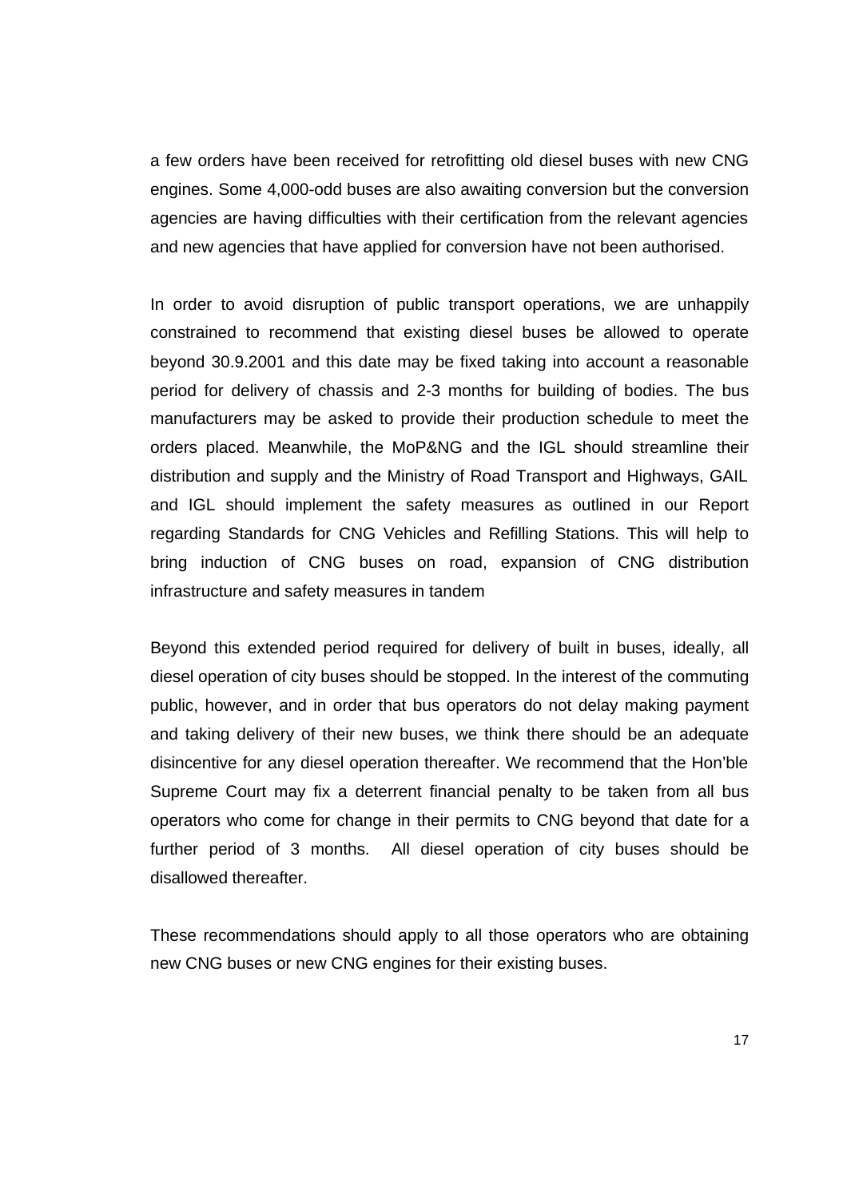a few orders have been received for retrofitting old diesel buses with new CNG engines. Some 4,000-odd buses are also awaiting conversion but the conversion agencies are having difficulties with their certification from the relevant agencies and new agencies that have applied for conversion have not been authorised.

In order to avoid disruption of public transport operations, we are unhappily constrained to recommend that existing diesel buses be allowed to operate beyond 30.9.2001 and this date may be fixed taking into account a reasonable period for delivery of chassis and 2-3 months for building of bodies. The bus manufacturers may be asked to provide their production schedule to meet the orders placed. Meanwhile, the MoP&NG and the IGL should streamline their distribution and supply and the Ministry of Road Transport and Highways, GAIL and IGL should implement the safety measures as outlined in our Report regarding Standards for CNG Vehicles and Refilling Stations. This will help to bring induction of CNG buses on road, expansion of CNG distribution infrastructure and safety measures in tandem

Beyond this extended period required for delivery of built in buses, ideally, all diesel operation of city buses should be stopped. In the interest of the commuting public, however, and in order that bus operators do not delay making payment and taking delivery of their new buses, we think there should be an adequate disincentive for any diesel operation thereafter. We recommend that the Hon'ble Supreme Court may fix a deterrent financial penalty to be taken from all bus operators who come for change in their permits to CNG beyond that date for a further period of 3 months. All diesel operation of city buses should be disallowed thereafter.

These recommendations should apply to all those operators who are obtaining new CNG buses or new CNG engines for their existing buses.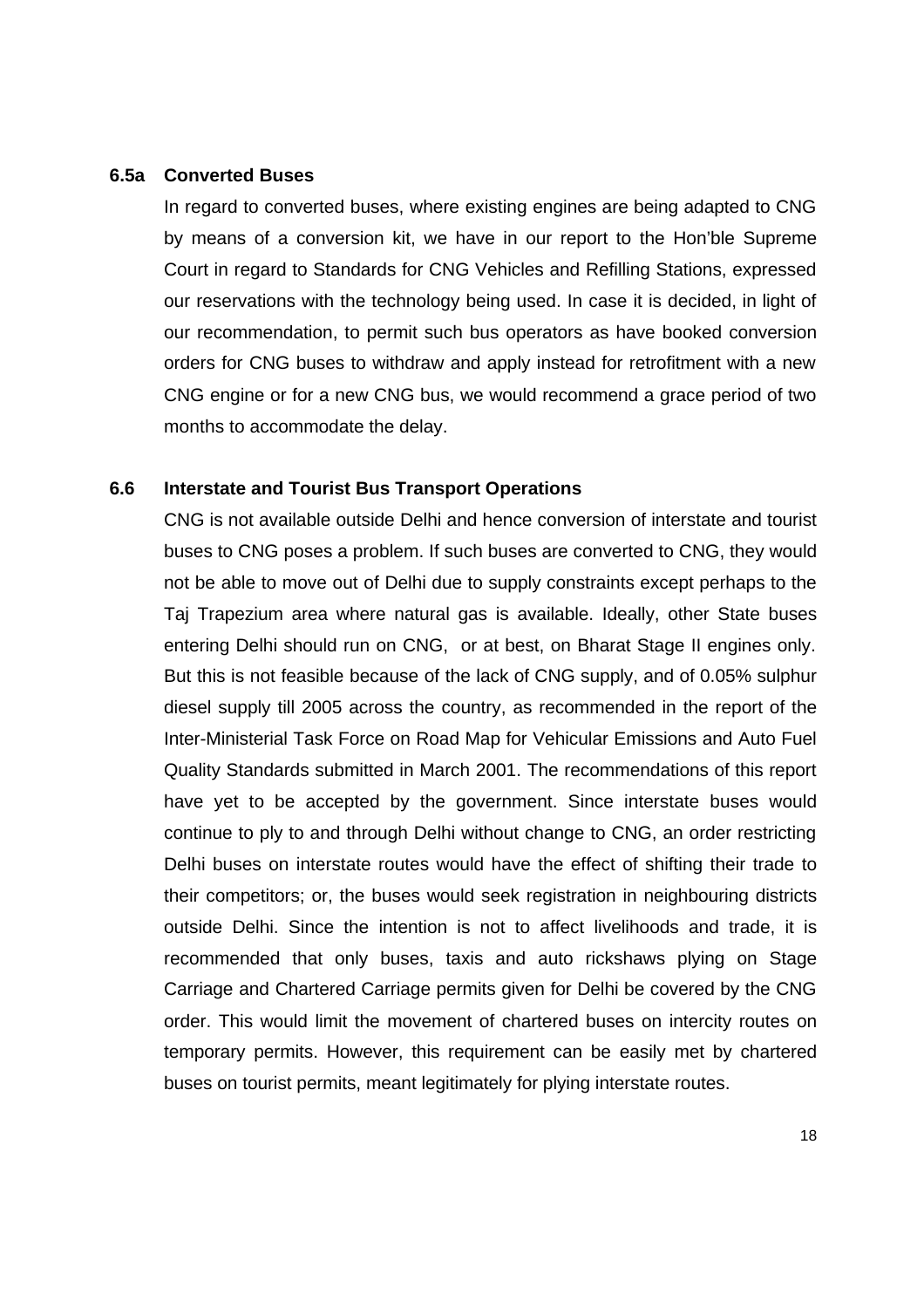### 6.5a Converted Buses

In regard to converted buses, where existing engines are being adapted to CNG by means of a conversion kit, we have in our report to the Hon'ble Supreme Court in regard to Standards for CNG Vehicles and Refilling Stations, expressed our reservations with the technology being used. In case it is decided, in light of our recommendation, to permit such bus operators as have booked conversion orders for CNG buses to withdraw and apply instead for retrofitment with a new CNG engine or for a new CNG bus, we would recommend a grace period of two months to accommodate the delay.

### 6.6 Interstate and Tourist Bus Transport Operations

CNG is not available outside Delhi and hence conversion of interstate and tourist buses to CNG poses a problem. If such buses are converted to CNG, they would not be able to move out of Delhi due to supply constraints except perhaps to the Taj Trapezium area where natural gas is available. Ideally, other State buses entering Delhi should run on CNG, or at best, on Bharat Stage II engines only. But this is not feasible because of the lack of CNG supply, and of 0.05% sulphur diesel supply till 2005 across the country, as recommended in the report of the Inter-Ministerial Task Force on Road Map for Vehicular Emissions and Auto Fuel Quality Standards submitted in March 2001. The recommendations of this report have yet to be accepted by the government. Since interstate buses would continue to ply to and through Delhi without change to CNG, an order restricting Delhi buses on interstate routes would have the effect of shifting their trade to their competitors; or, the buses would seek registration in neighbouring districts outside Delhi. Since the intention is not to affect livelihoods and trade, it is recommended that only buses, taxis and auto rickshaws plying on Stage Carriage and Chartered Carriage permits given for Delhi be covered by the CNG order. This would limit the movement of chartered buses on intercity routes on temporary permits. However, this requirement can be easily met by chartered buses on tourist permits, meant legitimately for plying interstate routes.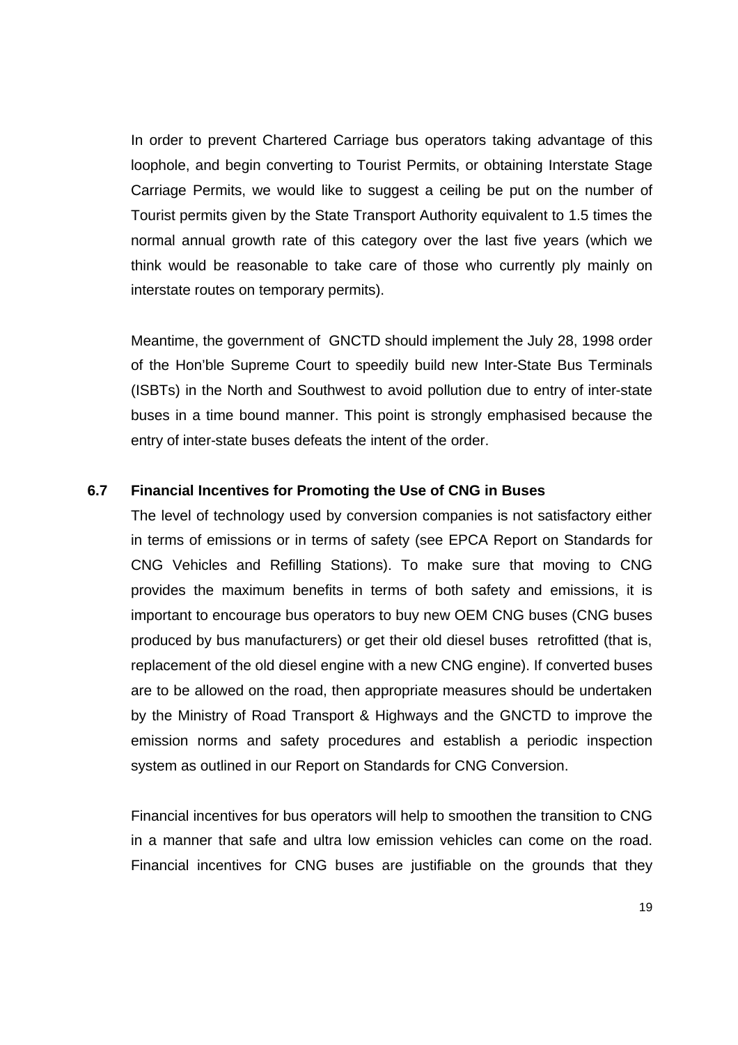In order to prevent Chartered Carriage bus operators taking advantage of this loophole, and begin converting to Tourist Permits, or obtaining Interstate Stage Carriage Permits, we would like to suggest a ceiling be put on the number of Tourist permits given by the State Transport Authority equivalent to 1.5 times the normal annual growth rate of this category over the last five years (which we think would be reasonable to take care of those who currently ply mainly on interstate routes on temporary permits).

Meantime, the government of GNCTD should implement the July 28, 1998 order of the Hon'ble Supreme Court to speedily build new Inter-State Bus Terminals (ISBTs) in the North and Southwest to avoid pollution due to entry of inter-state buses in a time bound manner. This point is strongly emphasised because the entry of inter-state buses defeats the intent of the order.

### 6.7 Financial Incentives for Promoting the Use of CNG in Buses

The level of technology used by conversion companies is not satisfactory either in terms of emissions or in terms of safety (see EPCA Report on Standards for CNG Vehicles and Refilling Stations). To make sure that moving to CNG provides the maximum benefits in terms of both safety and emissions, it is important to encourage bus operators to buy new OEM CNG buses (CNG buses produced by bus manufacturers) or get their old diesel buses retrofitted (that is, replacement of the old diesel engine with a new CNG engine). If converted buses are to be allowed on the road, then appropriate measures should be undertaken by the Ministry of Road Transport & Highways and the GNCTD to improve the emission norms and safety procedures and establish a periodic inspection system as outlined in our Report on Standards for CNG Conversion.

Financial incentives for bus operators will help to smoothen the transition to CNG in a manner that safe and ultra low emission vehicles can come on the road. Financial incentives for CNG buses are justifiable on the grounds that they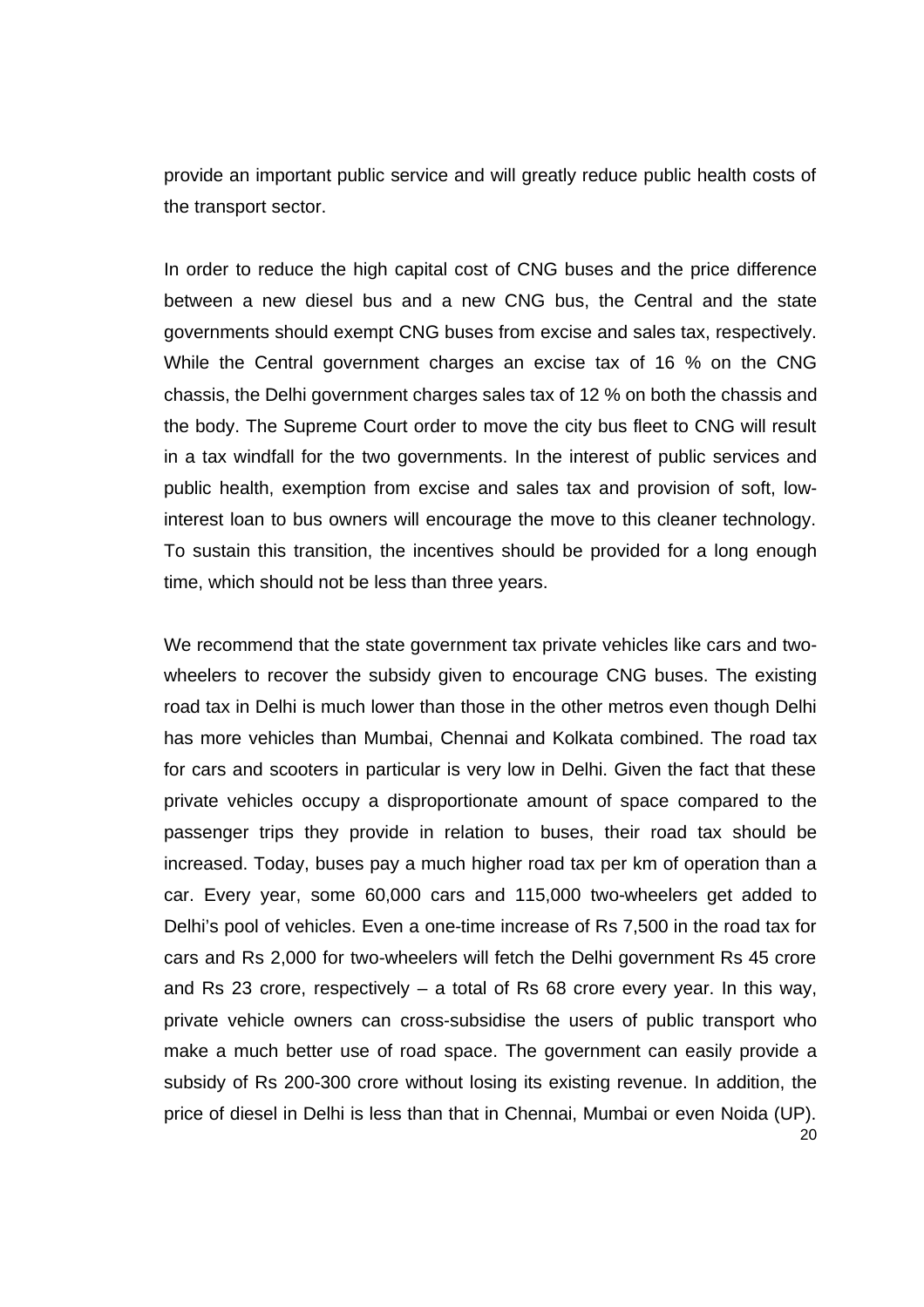provide an important public service and will greatly reduce public health costs of the transport sector.

In order to reduce the high capital cost of CNG buses and the price difference between a new diesel bus and a new CNG bus, the Central and the state governments should exempt CNG buses from excise and sales tax, respectively. While the Central government charges an excise tax of 16 % on the CNG chassis, the Delhi government charges sales tax of 12 % on both the chassis and the body. The Supreme Court order to move the city bus fleet to CNG will result in a tax windfall for the two governments. In the interest of public services and public health, exemption from excise and sales tax and provision of soft, low-interest loan to bus owners will encourage the move to this cleaner technology. To sustain this transition, the incentives should be provided for a long enough time, which should not be less than three years.

We recommend that the state government tax private vehicles like cars and two-wheelers to recover the subsidy given to encourage CNG buses. The existing road tax in Delhi is much lower than those in the other metros even though Delhi has more vehicles than Mumbai, Chennai and Kolkata combined. The road tax for cars and scooters in particular is very low in Delhi. Given the fact that these private vehicles occupy a disproportionate amount of space compared to the passenger trips they provide in relation to buses, their road tax should be increased. Today, buses pay a much higher road tax per km of operation than a car. Every year, some 60,000 cars and 115,000 two-wheelers get added to Delhi's pool of vehicles. Even a one-time increase of Rs 7,500 in the road tax for cars and Rs 2,000 for two-wheelers will fetch the Delhi government Rs 45 crore and Rs 23 crore, respectively – a total of Rs 68 crore every year. In this way, private vehicle owners can cross-subsidise the users of public transport who make a much better use of road space. The government can easily provide a subsidy of Rs 200-300 crore without losing its existing revenue. In addition, the price of diesel in Delhi is less than that in Chennai, Mumbai or even Noida (UP).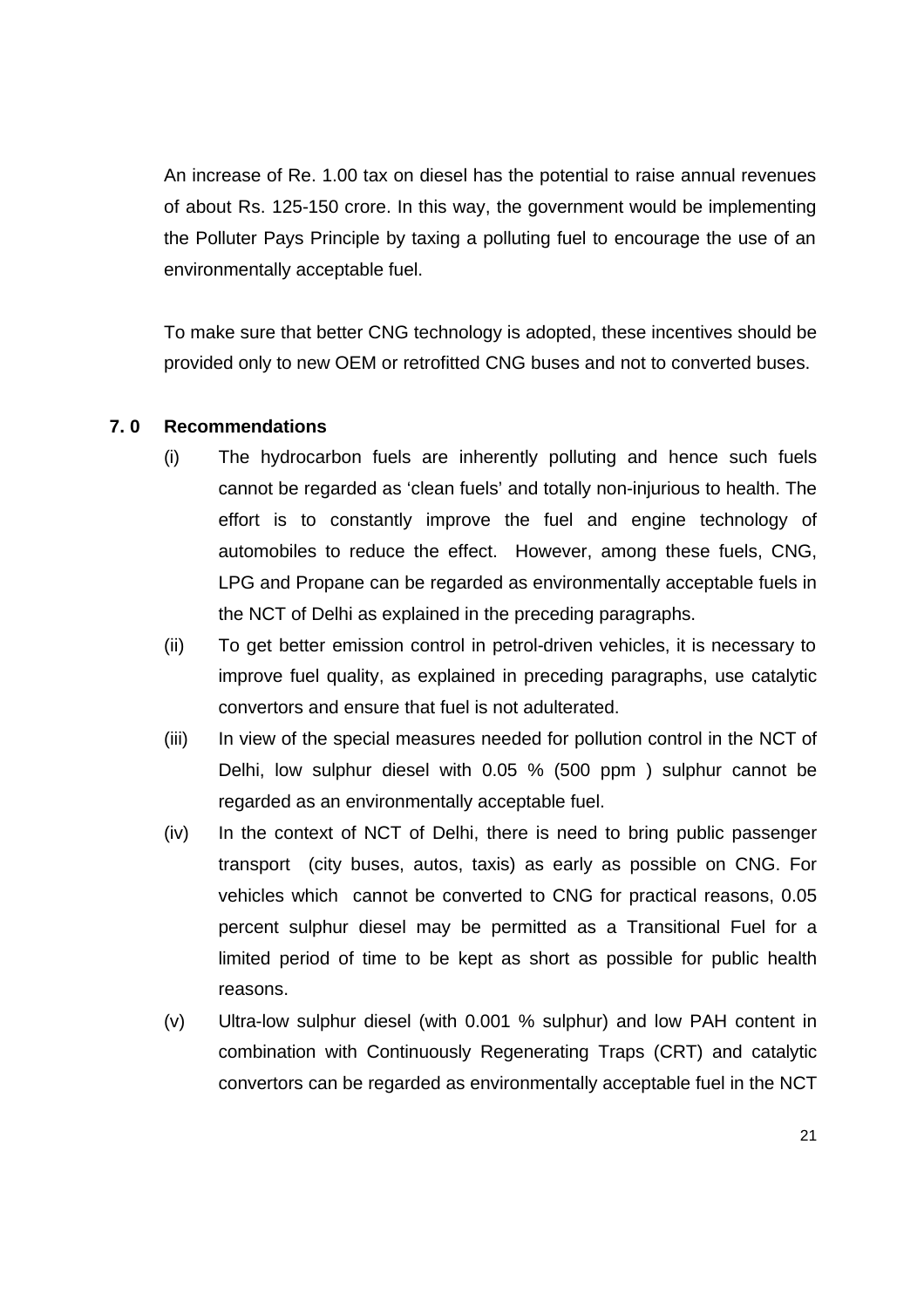An increase of Re. 1.00 tax on diesel has the potential to raise annual revenues of about Rs. 125-150 crore. In this way, the government would be implementing the Polluter Pays Principle by taxing a polluting fuel to encourage the use of an environmentally acceptable fuel.

To make sure that better CNG technology is adopted, these incentives should be provided only to new OEM or retrofitted CNG buses and not to converted buses.

## 7. 0 Recommendations

(i) The hydrocarbon fuels are inherently polluting and hence such fuels cannot be regarded as 'clean fuels' and totally non-injurious to health. The effort is to constantly improve the fuel and engine technology of automobiles to reduce the effect. However, among these fuels, CNG, LPG and Propane can be regarded as environmentally acceptable fuels in the NCT of Delhi as explained in the preceding paragraphs.

(ii) To get better emission control in petrol-driven vehicles, it is necessary to improve fuel quality, as explained in preceding paragraphs, use catalytic convertors and ensure that fuel is not adulterated.

(iii) In view of the special measures needed for pollution control in the NCT of Delhi, low sulphur diesel with 0.05 % (500 ppm ) sulphur cannot be regarded as an environmentally acceptable fuel.

(iv) In the context of NCT of Delhi, there is need to bring public passenger transport (city buses, autos, taxis) as early as possible on CNG. For vehicles which cannot be converted to CNG for practical reasons, 0.05 percent sulphur diesel may be permitted as a Transitional Fuel for a limited period of time to be kept as short as possible for public health reasons.

(v) Ultra-low sulphur diesel (with 0.001 % sulphur) and low PAH content in combination with Continuously Regenerating Traps (CRT) and catalytic convertors can be regarded as environmentally acceptable fuel in the NCT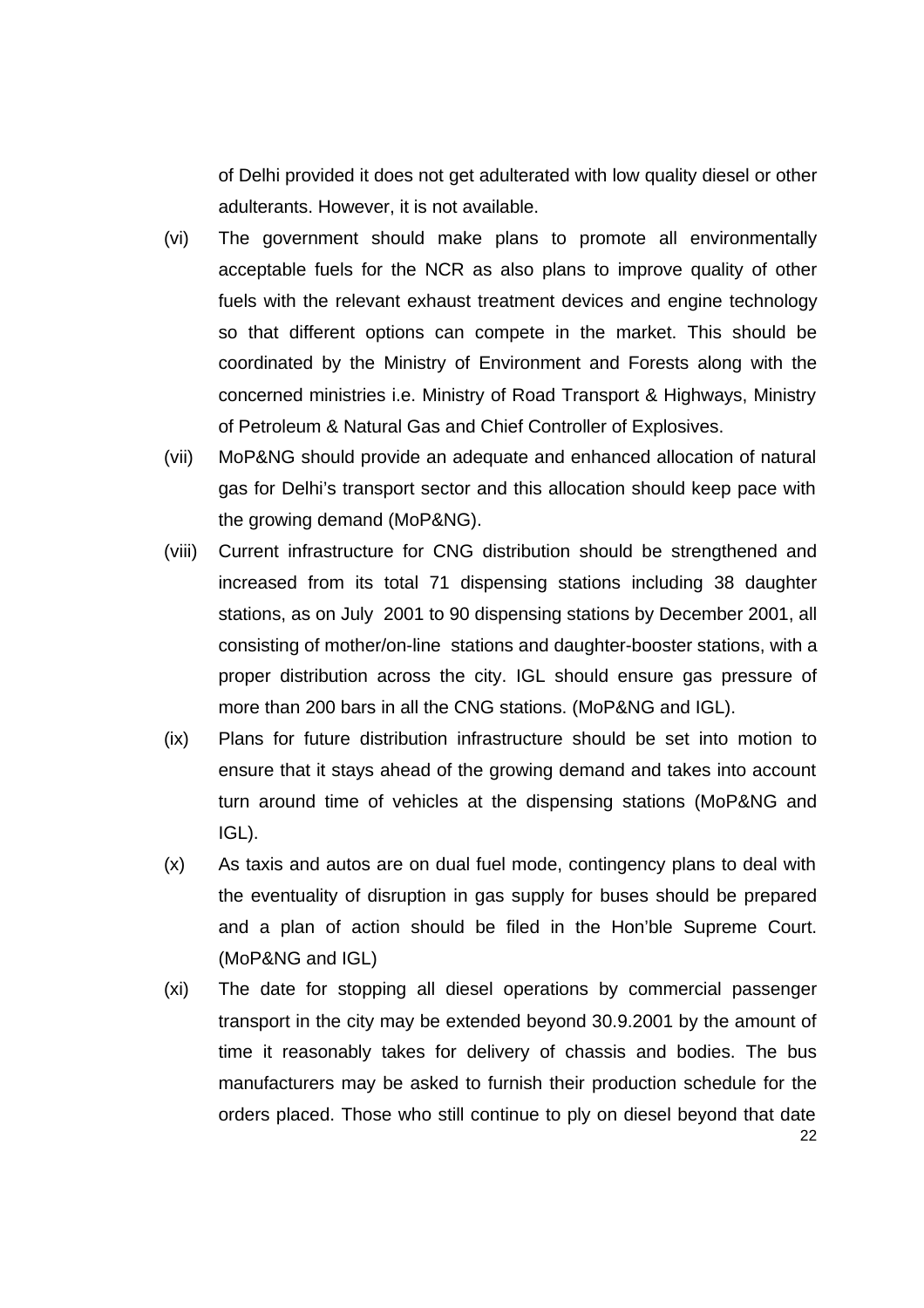of Delhi provided it does not get adulterated with low quality diesel or other adulterants. However, it is not available.

(vi) The government should make plans to promote all environmentally acceptable fuels for the NCR as also plans to improve quality of other fuels with the relevant exhaust treatment devices and engine technology so that different options can compete in the market. This should be coordinated by the Ministry of Environment and Forests along with the concerned ministries i.e. Ministry of Road Transport & Highways, Ministry of Petroleum & Natural Gas and Chief Controller of Explosives.

(vii) MoP&NG should provide an adequate and enhanced allocation of natural gas for Delhi's transport sector and this allocation should keep pace with the growing demand (MoP&NG).

(viii) Current infrastructure for CNG distribution should be strengthened and increased from its total 71 dispensing stations including 38 daughter stations, as on July 2001 to 90 dispensing stations by December 2001, all consisting of mother/on-line stations and daughter-booster stations, with a proper distribution across the city. IGL should ensure gas pressure of more than 200 bars in all the CNG stations. (MoP&NG and IGL).

(ix) Plans for future distribution infrastructure should be set into motion to ensure that it stays ahead of the growing demand and takes into account turn around time of vehicles at the dispensing stations (MoP&NG and IGL).

(x) As taxis and autos are on dual fuel mode, contingency plans to deal with the eventuality of disruption in gas supply for buses should be prepared and a plan of action should be filed in the Hon'ble Supreme Court. (MoP&NG and IGL)

(xi) The date for stopping all diesel operations by commercial passenger transport in the city may be extended beyond 30.9.2001 by the amount of time it reasonably takes for delivery of chassis and bodies. The bus manufacturers may be asked to furnish their production schedule for the orders placed. Those who still continue to ply on diesel beyond that date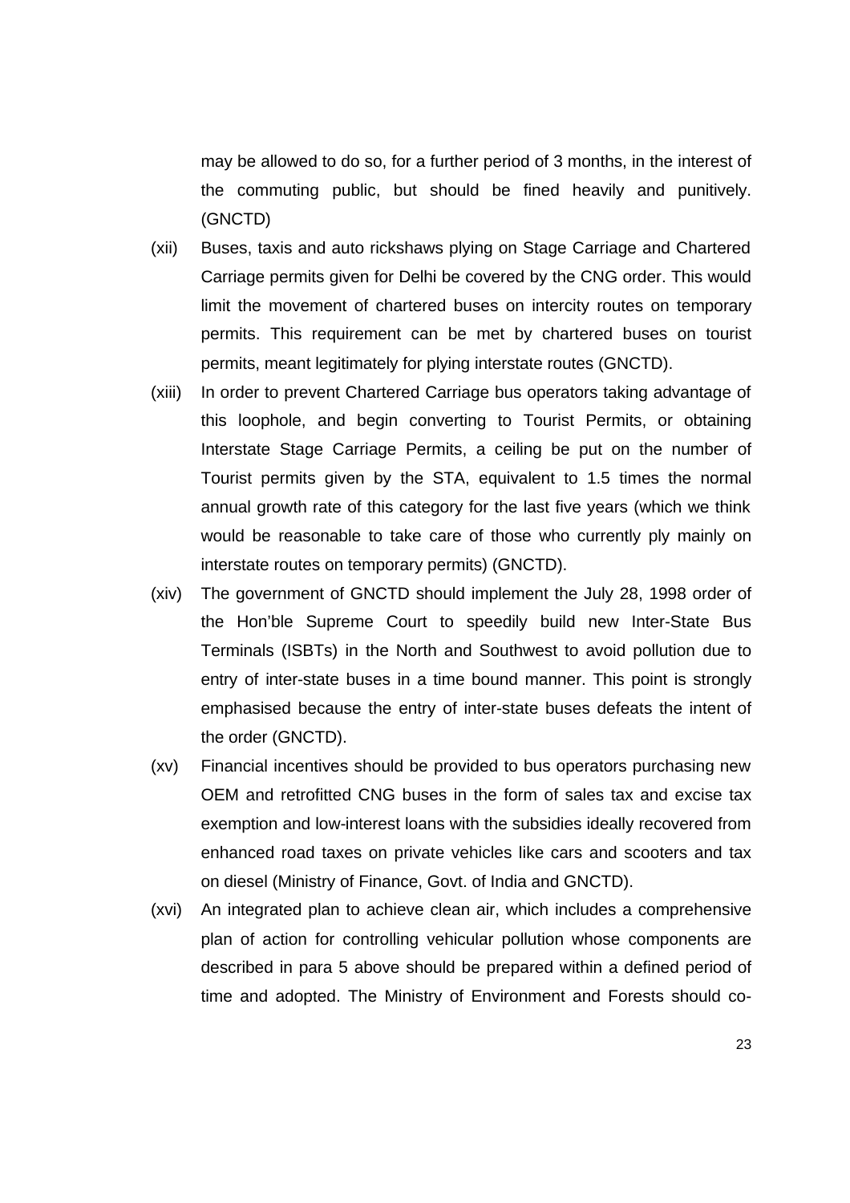may be allowed to do so, for a further period of 3 months, in the interest of the commuting public, but should be fined heavily and punitively. (GNCTD)

(xii) Buses, taxis and auto rickshaws plying on Stage Carriage and Chartered Carriage permits given for Delhi be covered by the CNG order. This would limit the movement of chartered buses on intercity routes on temporary permits. This requirement can be met by chartered buses on tourist permits, meant legitimately for plying interstate routes (GNCTD).

(xiii) In order to prevent Chartered Carriage bus operators taking advantage of this loophole, and begin converting to Tourist Permits, or obtaining Interstate Stage Carriage Permits, a ceiling be put on the number of Tourist permits given by the STA, equivalent to 1.5 times the normal annual growth rate of this category for the last five years (which we think would be reasonable to take care of those who currently ply mainly on interstate routes on temporary permits) (GNCTD).

(xiv) The government of GNCTD should implement the July 28, 1998 order of the Hon'ble Supreme Court to speedily build new Inter-State Bus Terminals (ISBTs) in the North and Southwest to avoid pollution due to entry of inter-state buses in a time bound manner. This point is strongly emphasised because the entry of inter-state buses defeats the intent of the order (GNCTD).

(xv) Financial incentives should be provided to bus operators purchasing new OEM and retrofitted CNG buses in the form of sales tax and excise tax exemption and low-interest loans with the subsidies ideally recovered from enhanced road taxes on private vehicles like cars and scooters and tax on diesel (Ministry of Finance, Govt. of India and GNCTD).

(xvi) An integrated plan to achieve clean air, which includes a comprehensive plan of action for controlling vehicular pollution whose components are described in para 5 above should be prepared within a defined period of time and adopted. The Ministry of Environment and Forests should co-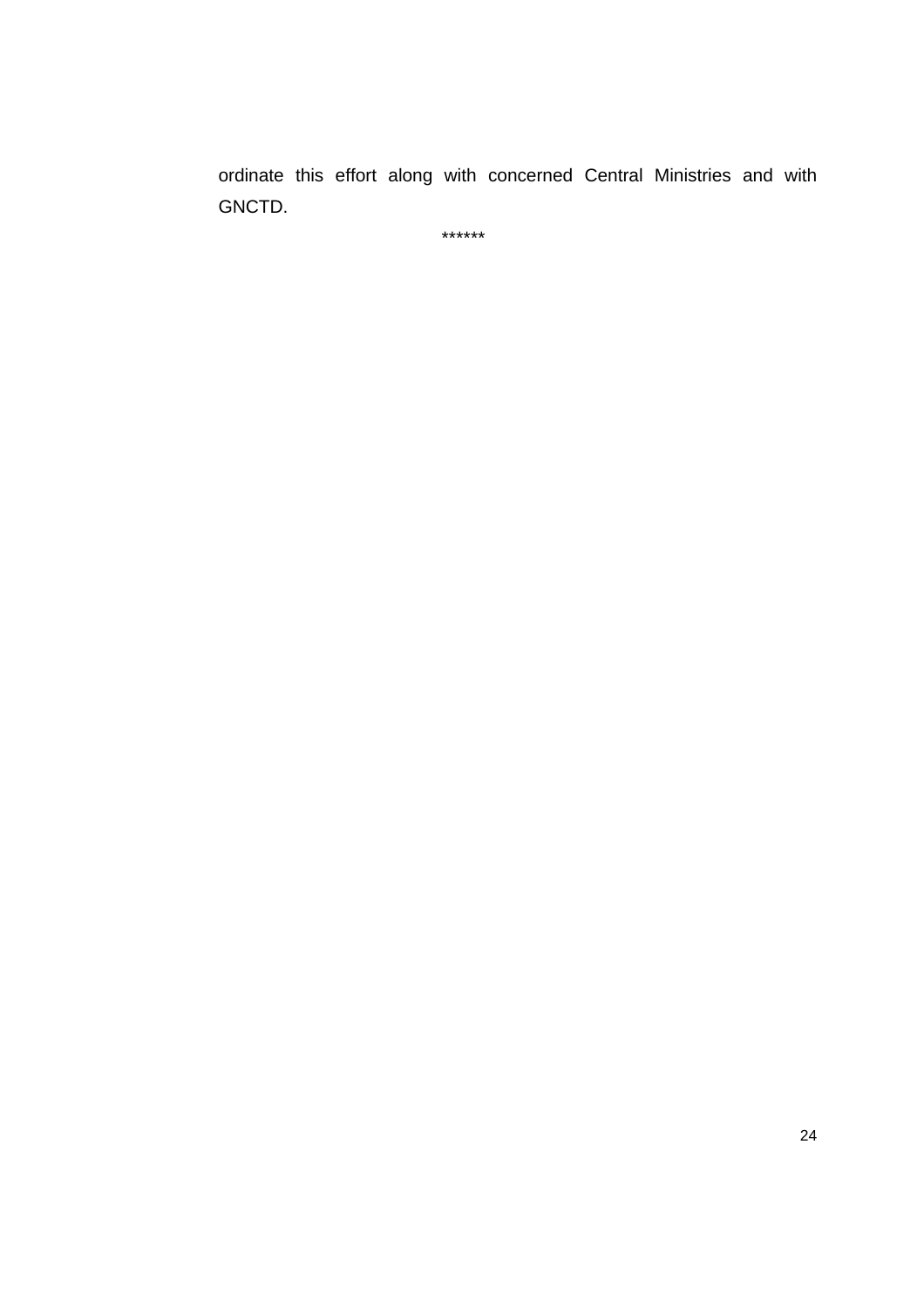ordinate this effort along with concerned Central Ministries and with GNCTD.

******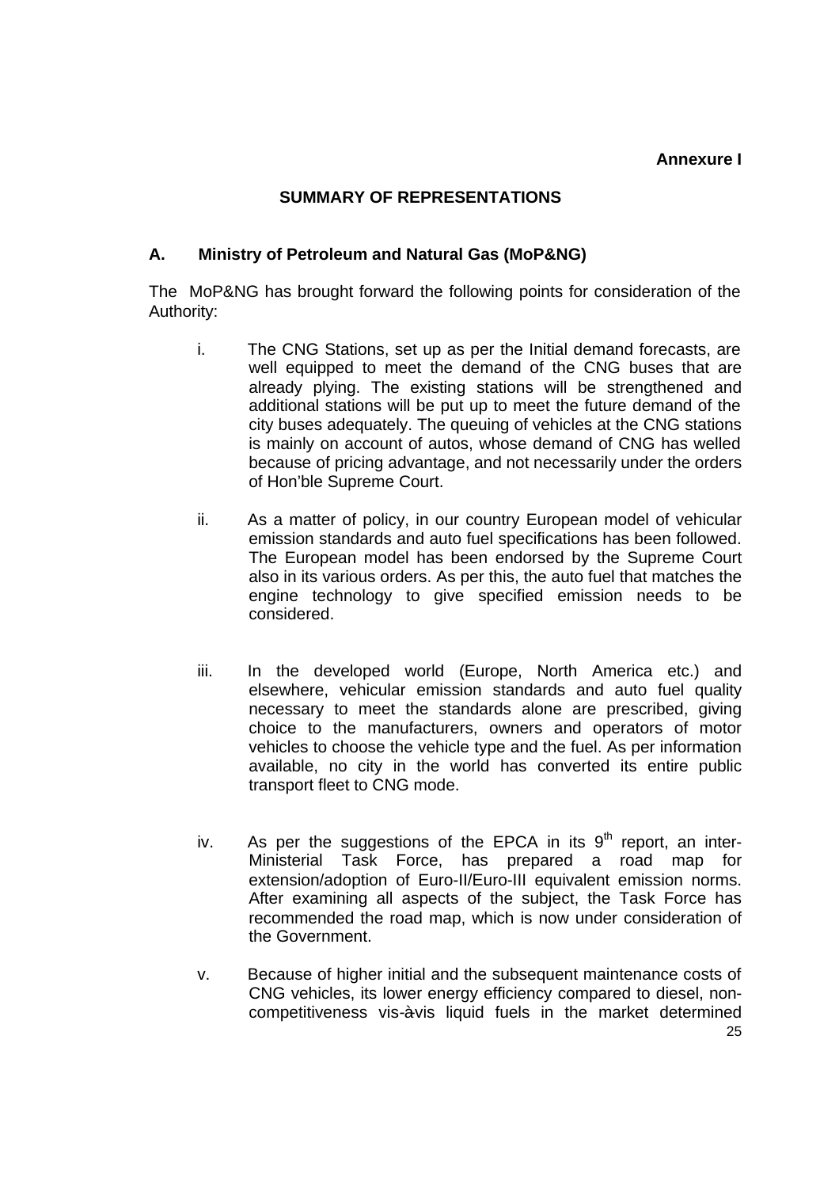**Annexure I**

## SUMMARY OF REPRESENTATIONS

### A. Ministry of Petroleum and Natural Gas (MoP&NG)

The MoP&NG has brought forward the following points for consideration of the Authority:

i. The CNG Stations, set up as per the Initial demand forecasts, are well equipped to meet the demand of the CNG buses that are already plying. The existing stations will be strengthened and additional stations will be put up to meet the future demand of the city buses adequately. The queuing of vehicles at the CNG stations is mainly on account of autos, whose demand of CNG has welled because of pricing advantage, and not necessarily under the orders of Hon'ble Supreme Court.

ii. As a matter of policy, in our country European model of vehicular emission standards and auto fuel specifications has been followed. The European model has been endorsed by the Supreme Court also in its various orders. As per this, the auto fuel that matches the engine technology to give specified emission needs to be considered.

iii. In the developed world (Europe, North America etc.) and elsewhere, vehicular emission standards and auto fuel quality necessary to meet the standards alone are prescribed, giving choice to the manufacturers, owners and operators of motor vehicles to choose the vehicle type and the fuel. As per information available, no city in the world has converted its entire public transport fleet to CNG mode.

iv. As per the suggestions of the EPCA in its 9th report, an inter-Ministerial Task Force, has prepared a road map for extension/adoption of Euro-II/Euro-III equivalent emission norms. After examining all aspects of the subject, the Task Force has recommended the road map, which is now under consideration of the Government.

v. Because of higher initial and the subsequent maintenance costs of CNG vehicles, its lower energy efficiency compared to diesel, non-competitiveness vis-à-vis liquid fuels in the market determined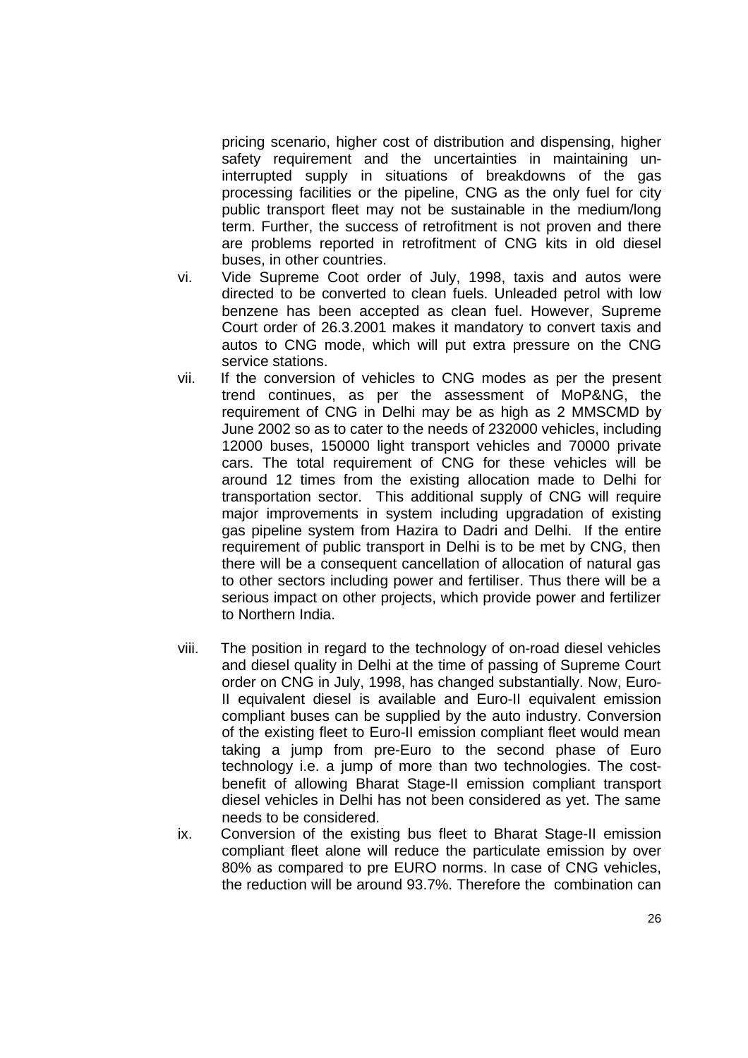pricing scenario, higher cost of distribution and dispensing, higher safety requirement and the uncertainties in maintaining un-interrupted supply in situations of breakdowns of the gas processing facilities or the pipeline, CNG as the only fuel for city public transport fleet may not be sustainable in the medium/long term. Further, the success of retrofitment is not proven and there are problems reported in retrofitment of CNG kits in old diesel buses, in other countries.

vi. Vide Supreme Coot order of July, 1998, taxis and autos were directed to be converted to clean fuels. Unleaded petrol with low benzene has been accepted as clean fuel. However, Supreme Court order of 26.3.2001 makes it mandatory to convert taxis and autos to CNG mode, which will put extra pressure on the CNG service stations.

vii. If the conversion of vehicles to CNG modes as per the present trend continues, as per the assessment of MoP&NG, the requirement of CNG in Delhi may be as high as 2 MMSCMD by June 2002 so as to cater to the needs of 232000 vehicles, including 12000 buses, 150000 light transport vehicles and 70000 private cars. The total requirement of CNG for these vehicles will be around 12 times from the existing allocation made to Delhi for transportation sector. This additional supply of CNG will require major improvements in system including upgradation of existing gas pipeline system from Hazira to Dadri and Delhi. If the entire requirement of public transport in Delhi is to be met by CNG, then there will be a consequent cancellation of allocation of natural gas to other sectors including power and fertiliser. Thus there will be a serious impact on other projects, which provide power and fertilizer to Northern India.

viii. The position in regard to the technology of on-road diesel vehicles and diesel quality in Delhi at the time of passing of Supreme Court order on CNG in July, 1998, has changed substantially. Now, Euro-II equivalent diesel is available and Euro-II equivalent emission compliant buses can be supplied by the auto industry. Conversion of the existing fleet to Euro-II emission compliant fleet would mean taking a jump from pre-Euro to the second phase of Euro technology i.e. a jump of more than two technologies. The cost-benefit of allowing Bharat Stage-II emission compliant transport diesel vehicles in Delhi has not been considered as yet. The same needs to be considered.

ix. Conversion of the existing bus fleet to Bharat Stage-II emission compliant fleet alone will reduce the particulate emission by over 80% as compared to pre EURO norms. In case of CNG vehicles, the reduction will be around 93.7%. Therefore the combination can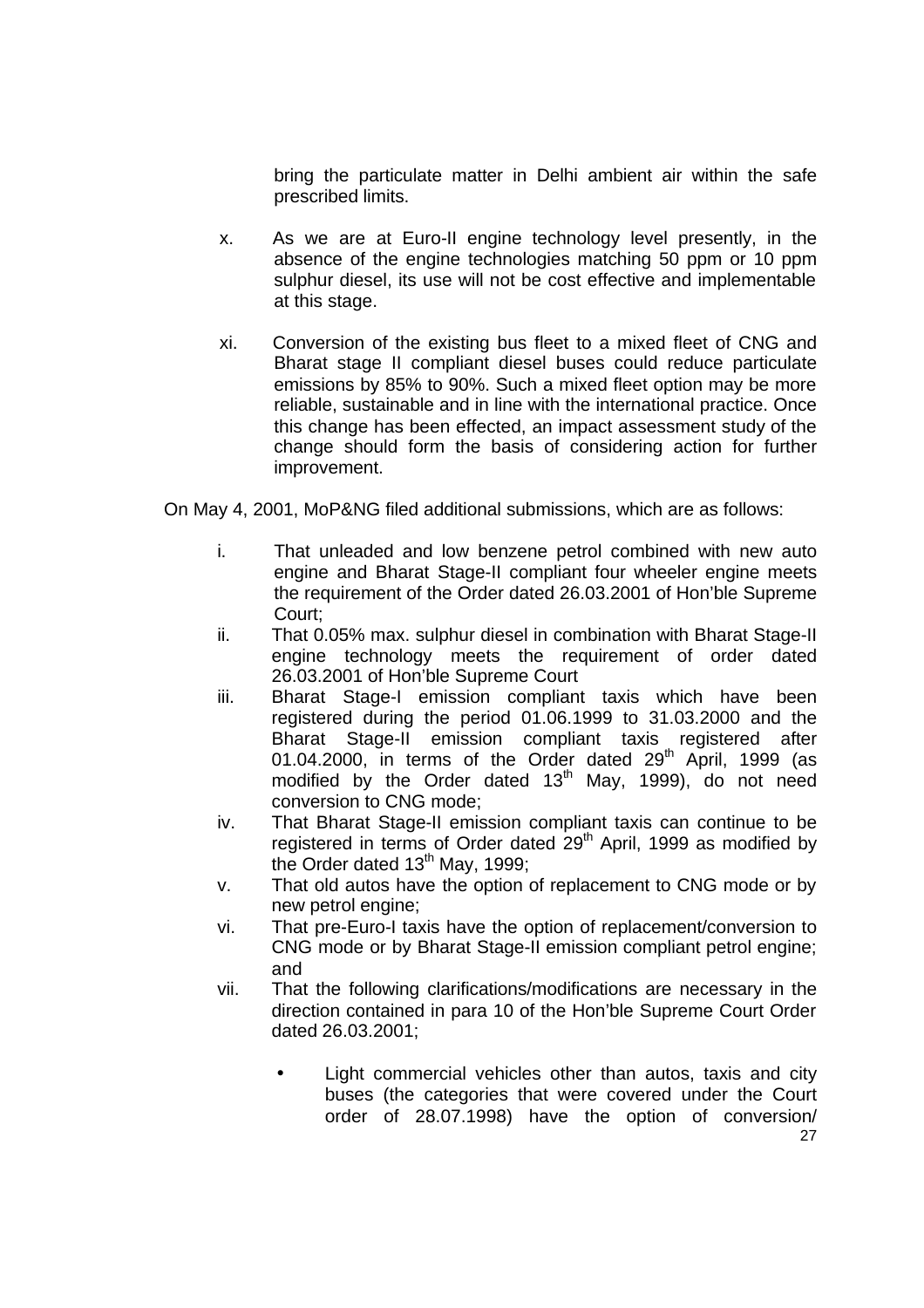bring the particulate matter in Delhi ambient air within the safe prescribed limits.

x. As we are at Euro-II engine technology level presently, in the absence of the engine technologies matching 50 ppm or 10 ppm sulphur diesel, its use will not be cost effective and implementable at this stage.

xi. Conversion of the existing bus fleet to a mixed fleet of CNG and Bharat stage II compliant diesel buses could reduce particulate emissions by 85% to 90%. Such a mixed fleet option may be more reliable, sustainable and in line with the international practice. Once this change has been effected, an impact assessment study of the change should form the basis of considering action for further improvement.

On May 4, 2001, MoP&NG filed additional submissions, which are as follows:

i. That unleaded and low benzene petrol combined with new auto engine and Bharat Stage-II compliant four wheeler engine meets the requirement of the Order dated 26.03.2001 of Hon'ble Supreme Court;

ii. That 0.05% max. sulphur diesel in combination with Bharat Stage-II engine technology meets the requirement of order dated 26.03.2001 of Hon'ble Supreme Court

iii. Bharat Stage-I emission compliant taxis which have been registered during the period 01.06.1999 to 31.03.2000 and the Bharat Stage-II emission compliant taxis registered after 01.04.2000, in terms of the Order dated 29th April, 1999 (as modified by the Order dated 13th May, 1999), do not need conversion to CNG mode;

iv. That Bharat Stage-II emission compliant taxis can continue to be registered in terms of Order dated 29th April, 1999 as modified by the Order dated 13th May, 1999;

v. That old autos have the option of replacement to CNG mode or by new petrol engine;

vi. That pre-Euro-I taxis have the option of replacement/conversion to CNG mode or by Bharat Stage-II emission compliant petrol engine; and

vii. That the following clarifications/modifications are necessary in the direction contained in para 10 of the Hon'ble Supreme Court Order dated 26.03.2001;

- Light commercial vehicles other than autos, taxis and city buses (the categories that were covered under the Court order of 28.07.1998) have the option of conversion/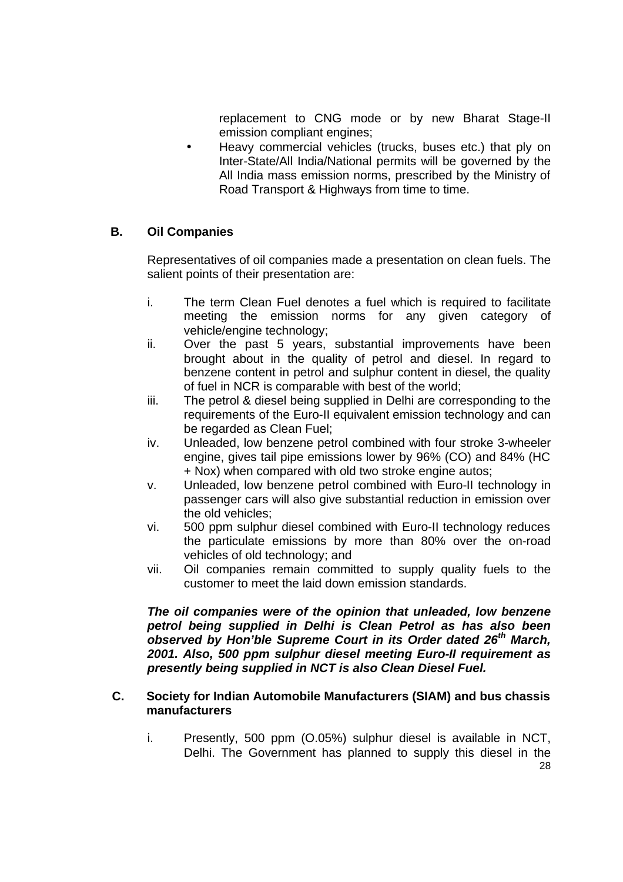replacement to CNG mode or by new Bharat Stage-II emission compliant engines;

- Heavy commercial vehicles (trucks, buses etc.) that ply on Inter-State/All India/National permits will be governed by the All India mass emission norms, prescribed by the Ministry of Road Transport & Highways from time to time.

### B. Oil Companies

Representatives of oil companies made a presentation on clean fuels. The salient points of their presentation are:

i. The term Clean Fuel denotes a fuel which is required to facilitate meeting the emission norms for any given category of vehicle/engine technology;

ii. Over the past 5 years, substantial improvements have been brought about in the quality of petrol and diesel. In regard to benzene content in petrol and sulphur content in diesel, the quality of fuel in NCR is comparable with best of the world;

iii. The petrol & diesel being supplied in Delhi are corresponding to the requirements of the Euro-II equivalent emission technology and can be regarded as Clean Fuel;

iv. Unleaded, low benzene petrol combined with four stroke 3-wheeler engine, gives tail pipe emissions lower by 96% (CO) and 84% (HC + Nox) when compared with old two stroke engine autos;

v. Unleaded, low benzene petrol combined with Euro-II technology in passenger cars will also give substantial reduction in emission over the old vehicles;

vi. 500 ppm sulphur diesel combined with Euro-II technology reduces the particulate emissions by more than 80% over the on-road vehicles of old technology; and

vii. Oil companies remain committed to supply quality fuels to the customer to meet the laid down emission standards.

***The oil companies were of the opinion that unleaded, low benzene petrol being supplied in Delhi is Clean Petrol as has also been observed by Hon'ble Supreme Court in its Order dated 26th March, 2001. Also, 500 ppm sulphur diesel meeting Euro-II requirement as presently being supplied in NCT is also Clean Diesel Fuel.***

### C. Society for Indian Automobile Manufacturers (SIAM) and bus chassis manufacturers

i. Presently, 500 ppm (O.05%) sulphur diesel is available in NCT, Delhi. The Government has planned to supply this diesel in the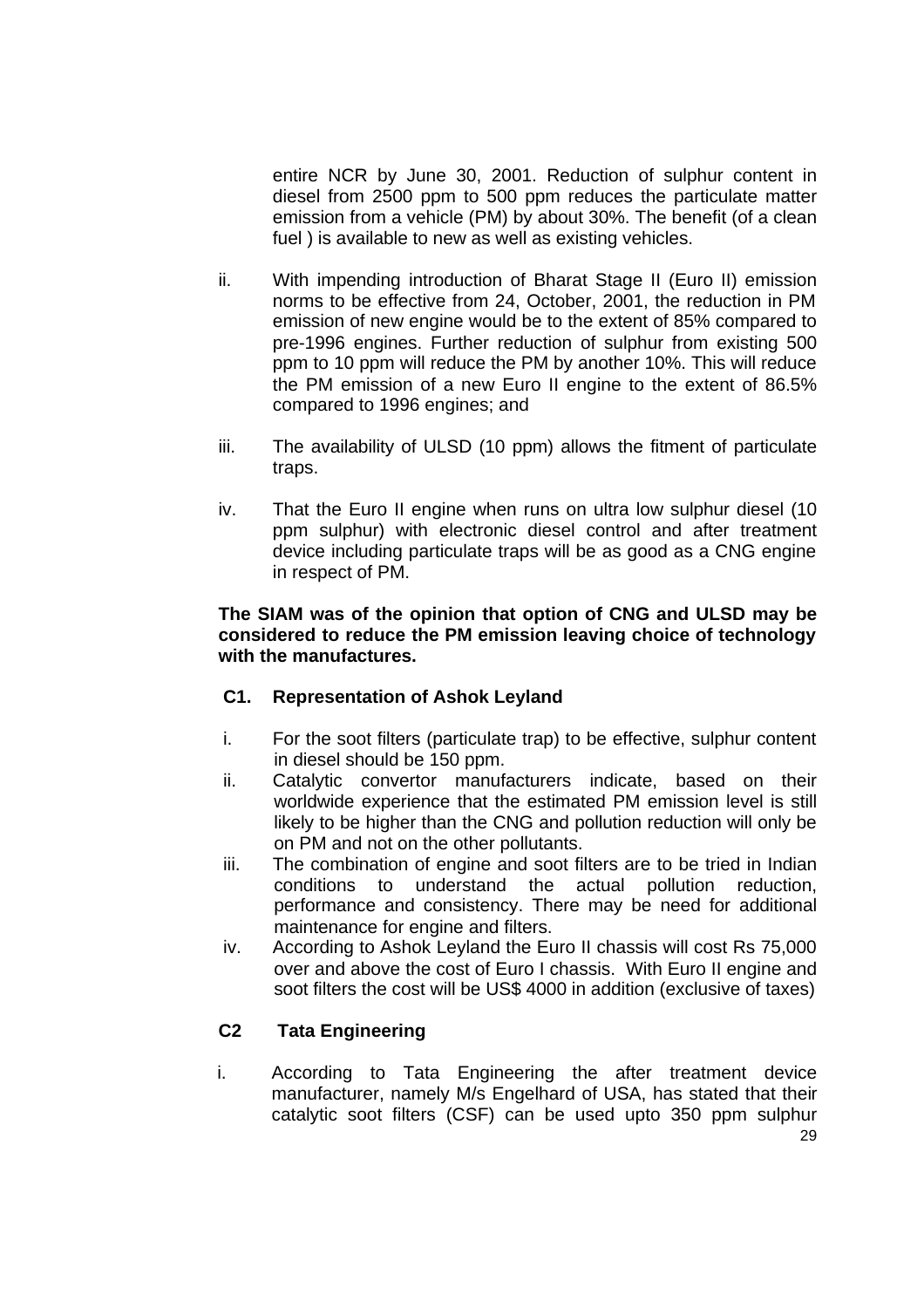entire NCR by June 30, 2001. Reduction of sulphur content in diesel from 2500 ppm to 500 ppm reduces the particulate matter emission from a vehicle (PM) by about 30%. The benefit (of a clean fuel ) is available to new as well as existing vehicles.

ii. With impending introduction of Bharat Stage II (Euro II) emission norms to be effective from 24, October, 2001, the reduction in PM emission of new engine would be to the extent of 85% compared to pre-1996 engines. Further reduction of sulphur from existing 500 ppm to 10 ppm will reduce the PM by another 10%. This will reduce the PM emission of a new Euro II engine to the extent of 86.5% compared to 1996 engines; and

iii. The availability of ULSD (10 ppm) allows the fitment of particulate traps.

iv. That the Euro II engine when runs on ultra low sulphur diesel (10 ppm sulphur) with electronic diesel control and after treatment device including particulate traps will be as good as a CNG engine in respect of PM.

**The SIAM was of the opinion that option of CNG and ULSD may be considered to reduce the PM emission leaving choice of technology with the manufactures.**

**C1. Representation of Ashok Leyland**

i. For the soot filters (particulate trap) to be effective, sulphur content in diesel should be 150 ppm.

ii. Catalytic convertor manufacturers indicate, based on their worldwide experience that the estimated PM emission level is still likely to be higher than the CNG and pollution reduction will only be on PM and not on the other pollutants.

iii. The combination of engine and soot filters are to be tried in Indian conditions to understand the actual pollution reduction, performance and consistency. There may be need for additional maintenance for engine and filters.

iv. According to Ashok Leyland the Euro II chassis will cost Rs 75,000 over and above the cost of Euro I chassis. With Euro II engine and soot filters the cost will be US$ 4000 in addition (exclusive of taxes)

**C2 Tata Engineering**

i. According to Tata Engineering the after treatment device manufacturer, namely M/s Engelhard of USA, has stated that their catalytic soot filters (CSF) can be used upto 350 ppm sulphur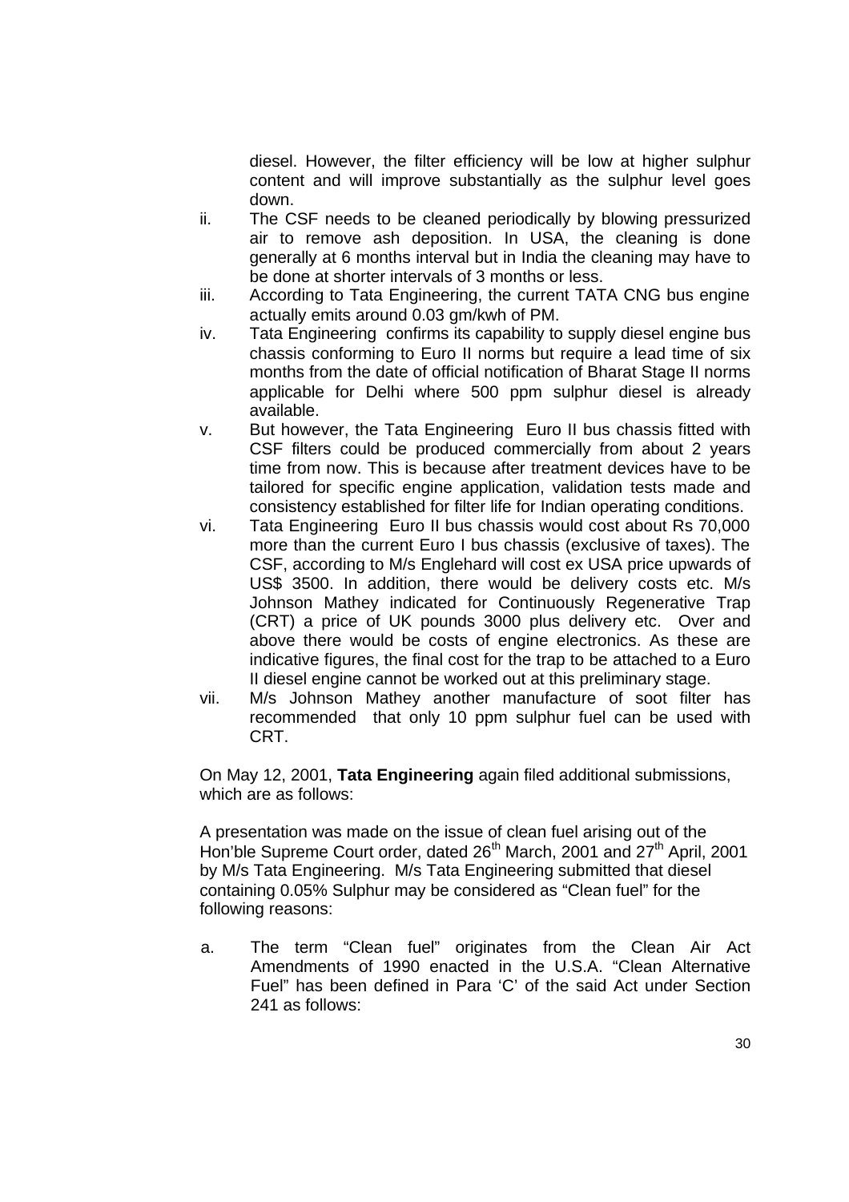diesel. However, the filter efficiency will be low at higher sulphur content and will improve substantially as the sulphur level goes down.

ii. The CSF needs to be cleaned periodically by blowing pressurized air to remove ash deposition. In USA, the cleaning is done generally at 6 months interval but in India the cleaning may have to be done at shorter intervals of 3 months or less.

iii. According to Tata Engineering, the current TATA CNG bus engine actually emits around 0.03 gm/kwh of PM.

iv. Tata Engineering confirms its capability to supply diesel engine bus chassis conforming to Euro II norms but require a lead time of six months from the date of official notification of Bharat Stage II norms applicable for Delhi where 500 ppm sulphur diesel is already available.

v. But however, the Tata Engineering Euro II bus chassis fitted with CSF filters could be produced commercially from about 2 years time from now. This is because after treatment devices have to be tailored for specific engine application, validation tests made and consistency established for filter life for Indian operating conditions.

vi. Tata Engineering Euro II bus chassis would cost about Rs 70,000 more than the current Euro I bus chassis (exclusive of taxes). The CSF, according to M/s Englehard will cost ex USA price upwards of US$ 3500. In addition, there would be delivery costs etc. M/s Johnson Mathey indicated for Continuously Regenerative Trap (CRT) a price of UK pounds 3000 plus delivery etc. Over and above there would be costs of engine electronics. As these are indicative figures, the final cost for the trap to be attached to a Euro II diesel engine cannot be worked out at this preliminary stage.

vii. M/s Johnson Mathey another manufacture of soot filter has recommended that only 10 ppm sulphur fuel can be used with CRT.

On May 12, 2001, **Tata Engineering** again filed additional submissions, which are as follows:

A presentation was made on the issue of clean fuel arising out of the Hon'ble Supreme Court order, dated 26th March, 2001 and 27th April, 2001 by M/s Tata Engineering. M/s Tata Engineering submitted that diesel containing 0.05% Sulphur may be considered as "Clean fuel" for the following reasons:

a. The term "Clean fuel" originates from the Clean Air Act Amendments of 1990 enacted in the U.S.A. "Clean Alternative Fuel" has been defined in Para 'C' of the said Act under Section 241 as follows: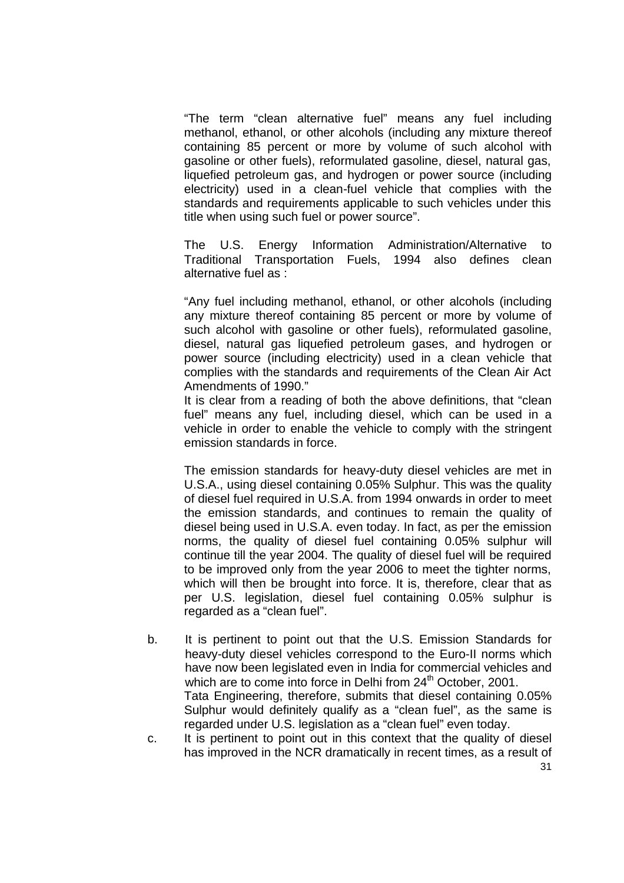"The term "clean alternative fuel" means any fuel including methanol, ethanol, or other alcohols (including any mixture thereof containing 85 percent or more by volume of such alcohol with gasoline or other fuels), reformulated gasoline, diesel, natural gas, liquefied petroleum gas, and hydrogen or power source (including electricity) used in a clean-fuel vehicle that complies with the standards and requirements applicable to such vehicles under this title when using such fuel or power source".

The U.S. Energy Information Administration/Alternative to Traditional Transportation Fuels, 1994 also defines clean alternative fuel as :

"Any fuel including methanol, ethanol, or other alcohols (including any mixture thereof containing 85 percent or more by volume of such alcohol with gasoline or other fuels), reformulated gasoline, diesel, natural gas liquefied petroleum gases, and hydrogen or power source (including electricity) used in a clean vehicle that complies with the standards and requirements of the Clean Air Act Amendments of 1990."

It is clear from a reading of both the above definitions, that "clean fuel" means any fuel, including diesel, which can be used in a vehicle in order to enable the vehicle to comply with the stringent emission standards in force.

The emission standards for heavy-duty diesel vehicles are met in U.S.A., using diesel containing 0.05% Sulphur. This was the quality of diesel fuel required in U.S.A. from 1994 onwards in order to meet the emission standards, and continues to remain the quality of diesel being used in U.S.A. even today. In fact, as per the emission norms, the quality of diesel fuel containing 0.05% sulphur will continue till the year 2004. The quality of diesel fuel will be required to be improved only from the year 2006 to meet the tighter norms, which will then be brought into force. It is, therefore, clear that as per U.S. legislation, diesel fuel containing 0.05% sulphur is regarded as a "clean fuel".

b. It is pertinent to point out that the U.S. Emission Standards for heavy-duty diesel vehicles correspond to the Euro-II norms which have now been legislated even in India for commercial vehicles and which are to come into force in Delhi from 24th October, 2001. Tata Engineering, therefore, submits that diesel containing 0.05% Sulphur would definitely qualify as a "clean fuel", as the same is regarded under U.S. legislation as a "clean fuel" even today.

c. It is pertinent to point out in this context that the quality of diesel has improved in the NCR dramatically in recent times, as a result of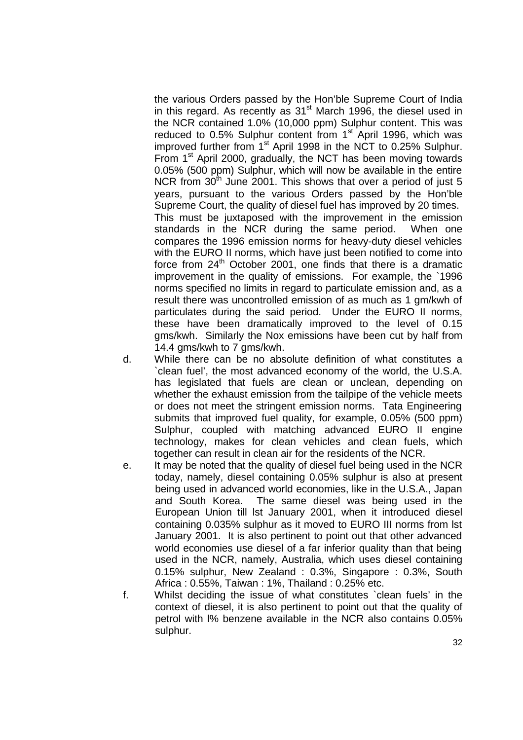the various Orders passed by the Hon'ble Supreme Court of India in this regard. As recently as 31st March 1996, the diesel used in the NCR contained 1.0% (10,000 ppm) Sulphur content. This was reduced to 0.5% Sulphur content from 1st April 1996, which was improved further from 1st April 1998 in the NCT to 0.25% Sulphur. From 1st April 2000, gradually, the NCT has been moving towards 0.05% (500 ppm) Sulphur, which will now be available in the entire NCR from 30th June 2001. This shows that over a period of just 5 years, pursuant to the various Orders passed by the Hon'ble Supreme Court, the quality of diesel fuel has improved by 20 times. This must be juxtaposed with the improvement in the emission standards in the NCR during the same period. When one compares the 1996 emission norms for heavy-duty diesel vehicles with the EURO II norms, which have just been notified to come into force from 24th October 2001, one finds that there is a dramatic improvement in the quality of emissions. For example, the `1996 norms specified no limits in regard to particulate emission and, as a result there was uncontrolled emission of as much as 1 gm/kwh of particulates during the said period. Under the EURO II norms, these have been dramatically improved to the level of 0.15 gms/kwh. Similarly the Nox emissions have been cut by half from 14.4 gms/kwh to 7 gms/kwh.

d. While there can be no absolute definition of what constitutes a `clean fuel', the most advanced economy of the world, the U.S.A. has legislated that fuels are clean or unclean, depending on whether the exhaust emission from the tailpipe of the vehicle meets or does not meet the stringent emission norms. Tata Engineering submits that improved fuel quality, for example, 0.05% (500 ppm) Sulphur, coupled with matching advanced EURO II engine technology, makes for clean vehicles and clean fuels, which together can result in clean air for the residents of the NCR.

e. It may be noted that the quality of diesel fuel being used in the NCR today, namely, diesel containing 0.05% sulphur is also at present being used in advanced world economies, like in the U.S.A., Japan and South Korea. The same diesel was being used in the European Union till lst January 2001, when it introduced diesel containing 0.035% sulphur as it moved to EURO III norms from lst January 2001. It is also pertinent to point out that other advanced world economies use diesel of a far inferior quality than that being used in the NCR, namely, Australia, which uses diesel containing 0.15% sulphur, New Zealand : 0.3%, Singapore : 0.3%, South Africa : 0.55%, Taiwan : 1%, Thailand : 0.25% etc.

f. Whilst deciding the issue of what constitutes `clean fuels' in the context of diesel, it is also pertinent to point out that the quality of petrol with l% benzene available in the NCR also contains 0.05% sulphur.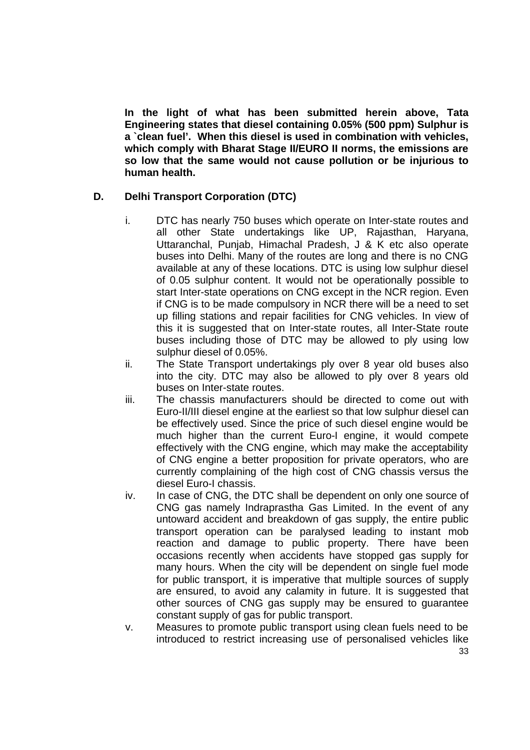**In the light of what has been submitted herein above, Tata Engineering states that diesel containing 0.05% (500 ppm) Sulphur is a `clean fuel'. When this diesel is used in combination with vehicles, which comply with Bharat Stage II/EURO II norms, the emissions are so low that the same would not cause pollution or be injurious to human health.**

**D. Delhi Transport Corporation (DTC)**

i. DTC has nearly 750 buses which operate on Inter-state routes and all other State undertakings like UP, Rajasthan, Haryana, Uttaranchal, Punjab, Himachal Pradesh, J & K etc also operate buses into Delhi. Many of the routes are long and there is no CNG available at any of these locations. DTC is using low sulphur diesel of 0.05 sulphur content. It would not be operationally possible to start Inter-state operations on CNG except in the NCR region. Even if CNG is to be made compulsory in NCR there will be a need to set up filling stations and repair facilities for CNG vehicles. In view of this it is suggested that on Inter-state routes, all Inter-State route buses including those of DTC may be allowed to ply using low sulphur diesel of 0.05%.

ii. The State Transport undertakings ply over 8 year old buses also into the city. DTC may also be allowed to ply over 8 years old buses on Inter-state routes.

iii. The chassis manufacturers should be directed to come out with Euro-II/III diesel engine at the earliest so that low sulphur diesel can be effectively used. Since the price of such diesel engine would be much higher than the current Euro-I engine, it would compete effectively with the CNG engine, which may make the acceptability of CNG engine a better proposition for private operators, who are currently complaining of the high cost of CNG chassis versus the diesel Euro-I chassis.

iv. In case of CNG, the DTC shall be dependent on only one source of CNG gas namely Indraprastha Gas Limited. In the event of any untoward accident and breakdown of gas supply, the entire public transport operation can be paralysed leading to instant mob reaction and damage to public property. There have been occasions recently when accidents have stopped gas supply for many hours. When the city will be dependent on single fuel mode for public transport, it is imperative that multiple sources of supply are ensured, to avoid any calamity in future. It is suggested that other sources of CNG gas supply may be ensured to guarantee constant supply of gas for public transport.

v. Measures to promote public transport using clean fuels need to be introduced to restrict increasing use of personalised vehicles like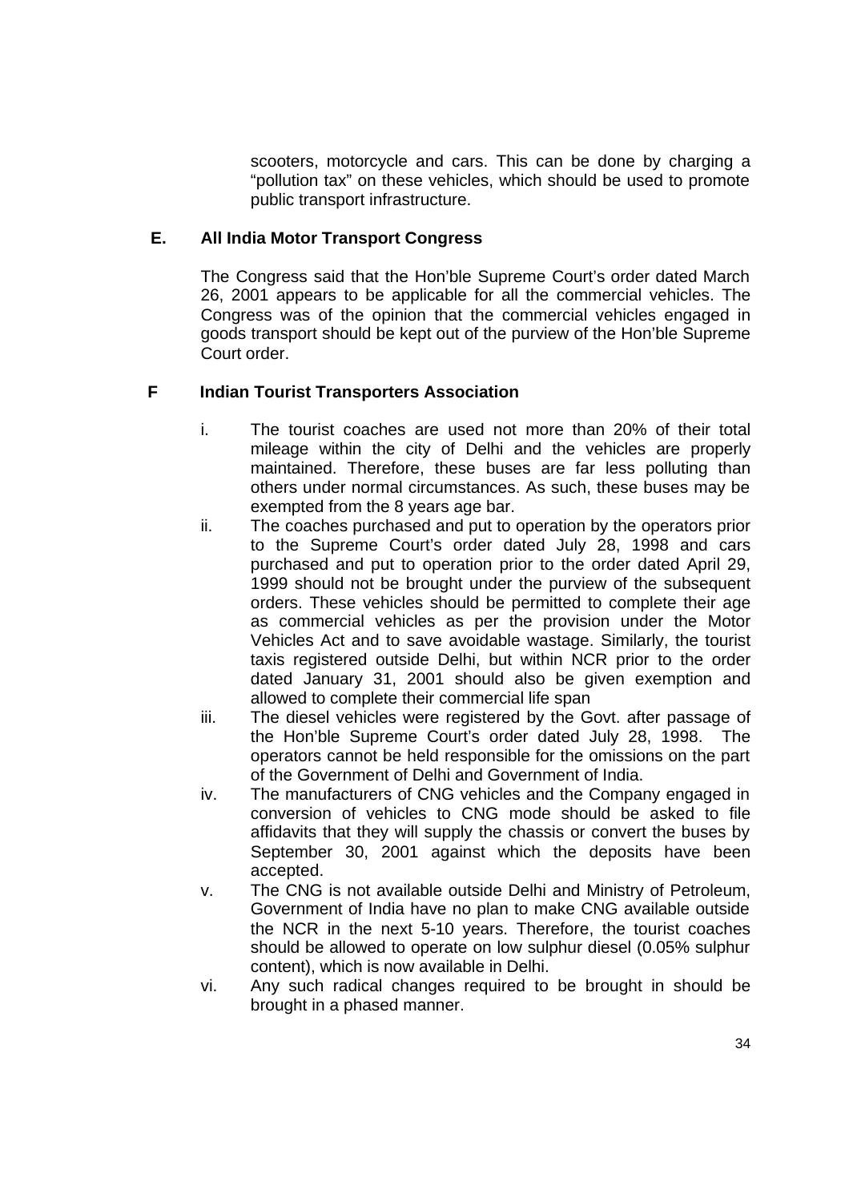scooters, motorcycle and cars. This can be done by charging a "pollution tax" on these vehicles, which should be used to promote public transport infrastructure.

### E. All India Motor Transport Congress

The Congress said that the Hon'ble Supreme Court's order dated March 26, 2001 appears to be applicable for all the commercial vehicles. The Congress was of the opinion that the commercial vehicles engaged in goods transport should be kept out of the purview of the Hon'ble Supreme Court order.

### F Indian Tourist Transporters Association

i. The tourist coaches are used not more than 20% of their total mileage within the city of Delhi and the vehicles are properly maintained. Therefore, these buses are far less polluting than others under normal circumstances. As such, these buses may be exempted from the 8 years age bar.

ii. The coaches purchased and put to operation by the operators prior to the Supreme Court's order dated July 28, 1998 and cars purchased and put to operation prior to the order dated April 29, 1999 should not be brought under the purview of the subsequent orders. These vehicles should be permitted to complete their age as commercial vehicles as per the provision under the Motor Vehicles Act and to save avoidable wastage. Similarly, the tourist taxis registered outside Delhi, but within NCR prior to the order dated January 31, 2001 should also be given exemption and allowed to complete their commercial life span

iii. The diesel vehicles were registered by the Govt. after passage of the Hon'ble Supreme Court's order dated July 28, 1998. The operators cannot be held responsible for the omissions on the part of the Government of Delhi and Government of India.

iv. The manufacturers of CNG vehicles and the Company engaged in conversion of vehicles to CNG mode should be asked to file affidavits that they will supply the chassis or convert the buses by September 30, 2001 against which the deposits have been accepted.

v. The CNG is not available outside Delhi and Ministry of Petroleum, Government of India have no plan to make CNG available outside the NCR in the next 5-10 years. Therefore, the tourist coaches should be allowed to operate on low sulphur diesel (0.05% sulphur content), which is now available in Delhi.

vi. Any such radical changes required to be brought in should be brought in a phased manner.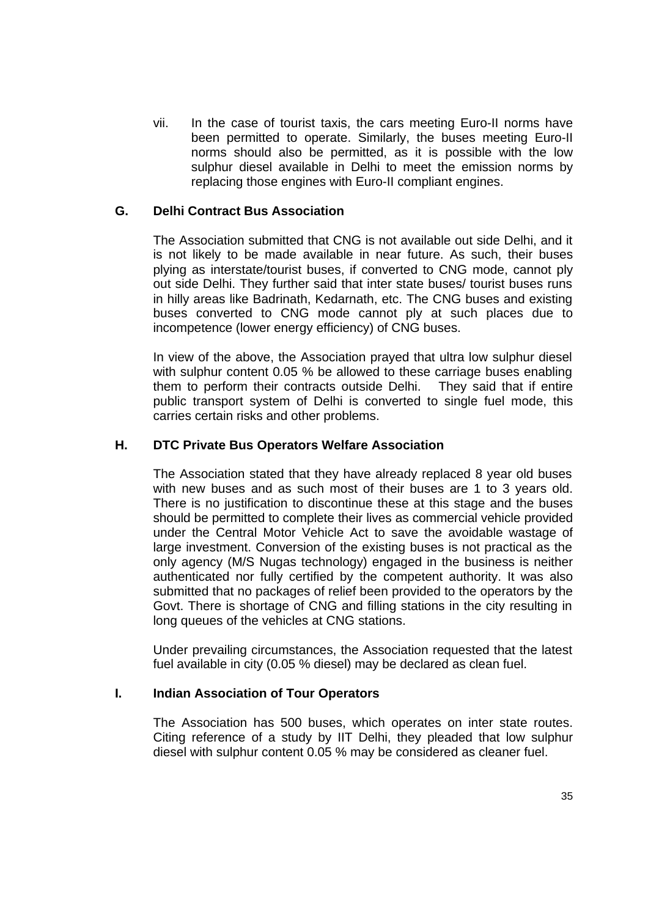vii. In the case of tourist taxis, the cars meeting Euro-II norms have been permitted to operate. Similarly, the buses meeting Euro-II norms should also be permitted, as it is possible with the low sulphur diesel available in Delhi to meet the emission norms by replacing those engines with Euro-II compliant engines.

### G. Delhi Contract Bus Association

The Association submitted that CNG is not available out side Delhi, and it is not likely to be made available in near future. As such, their buses plying as interstate/tourist buses, if converted to CNG mode, cannot ply out side Delhi. They further said that inter state buses/ tourist buses runs in hilly areas like Badrinath, Kedarnath, etc. The CNG buses and existing buses converted to CNG mode cannot ply at such places due to incompetence (lower energy efficiency) of CNG buses.

In view of the above, the Association prayed that ultra low sulphur diesel with sulphur content 0.05 % be allowed to these carriage buses enabling them to perform their contracts outside Delhi. They said that if entire public transport system of Delhi is converted to single fuel mode, this carries certain risks and other problems.

### H. DTC Private Bus Operators Welfare Association

The Association stated that they have already replaced 8 year old buses with new buses and as such most of their buses are 1 to 3 years old. There is no justification to discontinue these at this stage and the buses should be permitted to complete their lives as commercial vehicle provided under the Central Motor Vehicle Act to save the avoidable wastage of large investment. Conversion of the existing buses is not practical as the only agency (M/S Nugas technology) engaged in the business is neither authenticated nor fully certified by the competent authority. It was also submitted that no packages of relief been provided to the operators by the Govt. There is shortage of CNG and filling stations in the city resulting in long queues of the vehicles at CNG stations.

Under prevailing circumstances, the Association requested that the latest fuel available in city (0.05 % diesel) may be declared as clean fuel.

### I. Indian Association of Tour Operators

The Association has 500 buses, which operates on inter state routes. Citing reference of a study by IIT Delhi, they pleaded that low sulphur diesel with sulphur content 0.05 % may be considered as cleaner fuel.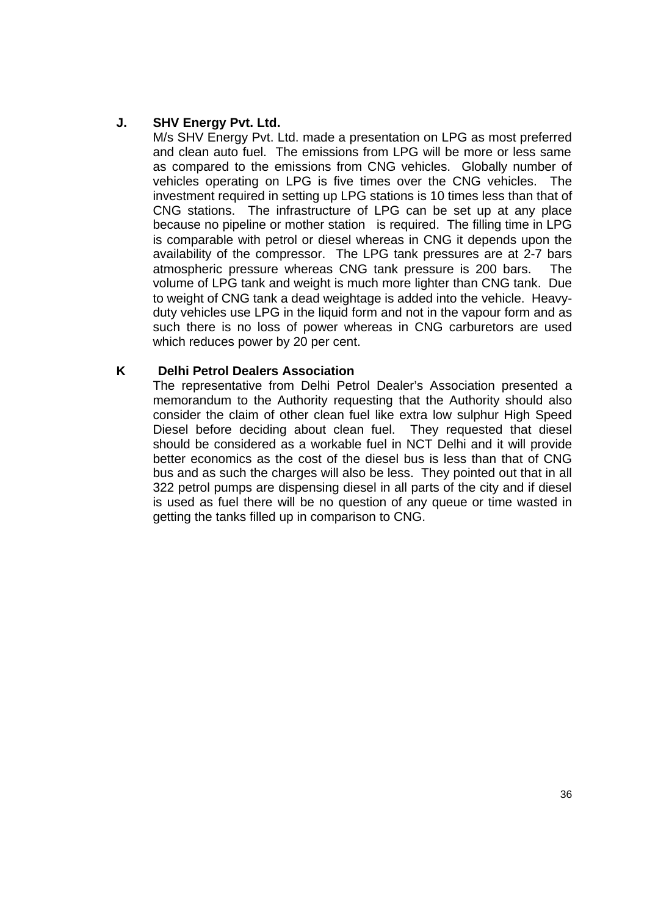**J. SHV Energy Pvt. Ltd.**

M/s SHV Energy Pvt. Ltd. made a presentation on LPG as most preferred and clean auto fuel. The emissions from LPG will be more or less same as compared to the emissions from CNG vehicles. Globally number of vehicles operating on LPG is five times over the CNG vehicles. The investment required in setting up LPG stations is 10 times less than that of CNG stations. The infrastructure of LPG can be set up at any place because no pipeline or mother station is required. The filling time in LPG is comparable with petrol or diesel whereas in CNG it depends upon the availability of the compressor. The LPG tank pressures are at 2-7 bars atmospheric pressure whereas CNG tank pressure is 200 bars. The volume of LPG tank and weight is much more lighter than CNG tank. Due to weight of CNG tank a dead weightage is added into the vehicle. Heavy-duty vehicles use LPG in the liquid form and not in the vapour form and as such there is no loss of power whereas in CNG carburetors are used which reduces power by 20 per cent.

**K Delhi Petrol Dealers Association**

The representative from Delhi Petrol Dealer's Association presented a memorandum to the Authority requesting that the Authority should also consider the claim of other clean fuel like extra low sulphur High Speed Diesel before deciding about clean fuel. They requested that diesel should be considered as a workable fuel in NCT Delhi and it will provide better economics as the cost of the diesel bus is less than that of CNG bus and as such the charges will also be less. They pointed out that in all 322 petrol pumps are dispensing diesel in all parts of the city and if diesel is used as fuel there will be no question of any queue or time wasted in getting the tanks filled up in comparison to CNG.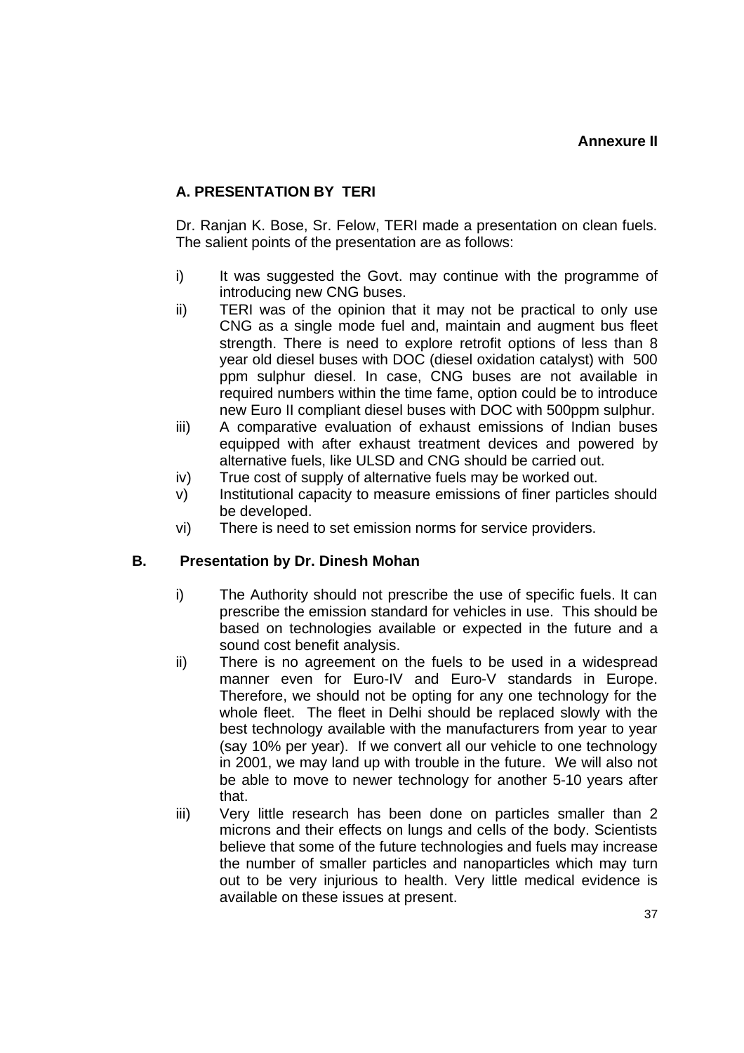**Annexure II**

## A. PRESENTATION BY TERI

Dr. Ranjan K. Bose, Sr. Felow, TERI made a presentation on clean fuels. The salient points of the presentation are as follows:

i) It was suggested the Govt. may continue with the programme of introducing new CNG buses.

ii) TERI was of the opinion that it may not be practical to only use CNG as a single mode fuel and, maintain and augment bus fleet strength. There is need to explore retrofit options of less than 8 year old diesel buses with DOC (diesel oxidation catalyst) with 500 ppm sulphur diesel. In case, CNG buses are not available in required numbers within the time fame, option could be to introduce new Euro II compliant diesel buses with DOC with 500ppm sulphur.

iii) A comparative evaluation of exhaust emissions of Indian buses equipped with after exhaust treatment devices and powered by alternative fuels, like ULSD and CNG should be carried out.

iv) True cost of supply of alternative fuels may be worked out.

v) Institutional capacity to measure emissions of finer particles should be developed.

vi) There is need to set emission norms for service providers.

## B. Presentation by Dr. Dinesh Mohan

i) The Authority should not prescribe the use of specific fuels. It can prescribe the emission standard for vehicles in use. This should be based on technologies available or expected in the future and a sound cost benefit analysis.

ii) There is no agreement on the fuels to be used in a widespread manner even for Euro-IV and Euro-V standards in Europe. Therefore, we should not be opting for any one technology for the whole fleet. The fleet in Delhi should be replaced slowly with the best technology available with the manufacturers from year to year (say 10% per year). If we convert all our vehicle to one technology in 2001, we may land up with trouble in the future. We will also not be able to move to newer technology for another 5-10 years after that.

iii) Very little research has been done on particles smaller than 2 microns and their effects on lungs and cells of the body. Scientists believe that some of the future technologies and fuels may increase the number of smaller particles and nanoparticles which may turn out to be very injurious to health. Very little medical evidence is available on these issues at present.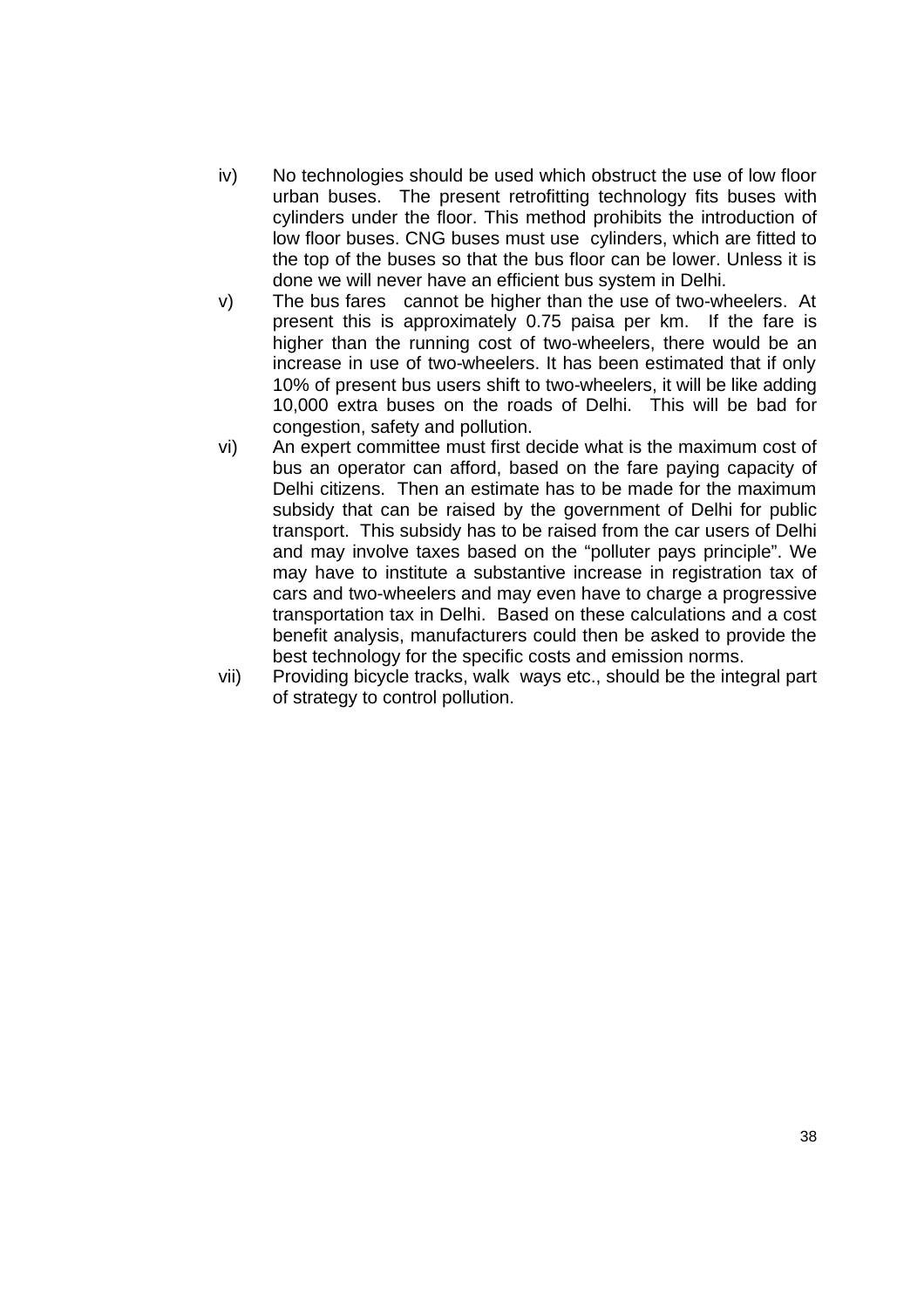iv) No technologies should be used which obstruct the use of low floor urban buses. The present retrofitting technology fits buses with cylinders under the floor. This method prohibits the introduction of low floor buses. CNG buses must use cylinders, which are fitted to the top of the buses so that the bus floor can be lower. Unless it is done we will never have an efficient bus system in Delhi.

v) The bus fares cannot be higher than the use of two-wheelers. At present this is approximately 0.75 paisa per km. If the fare is higher than the running cost of two-wheelers, there would be an increase in use of two-wheelers. It has been estimated that if only 10% of present bus users shift to two-wheelers, it will be like adding 10,000 extra buses on the roads of Delhi. This will be bad for congestion, safety and pollution.

vi) An expert committee must first decide what is the maximum cost of bus an operator can afford, based on the fare paying capacity of Delhi citizens. Then an estimate has to be made for the maximum subsidy that can be raised by the government of Delhi for public transport. This subsidy has to be raised from the car users of Delhi and may involve taxes based on the "polluter pays principle". We may have to institute a substantive increase in registration tax of cars and two-wheelers and may even have to charge a progressive transportation tax in Delhi. Based on these calculations and a cost benefit analysis, manufacturers could then be asked to provide the best technology for the specific costs and emission norms.

vii) Providing bicycle tracks, walk ways etc., should be the integral part of strategy to control pollution.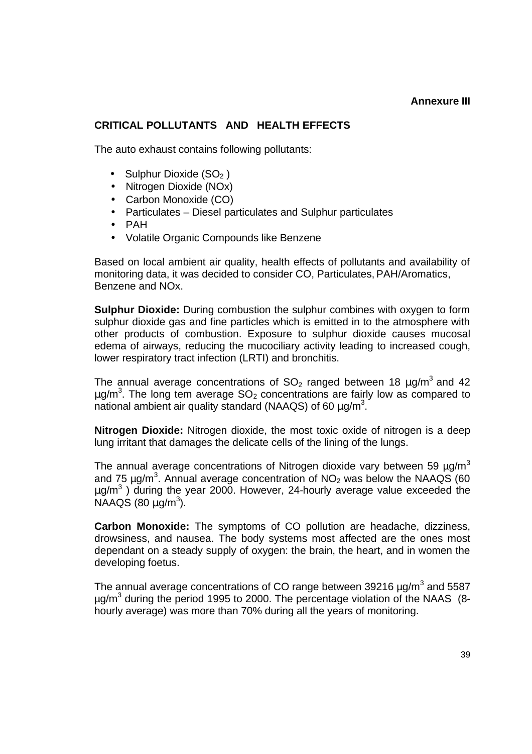**Annexure III**

## CRITICAL POLLUTANTS AND HEALTH EFFECTS

The auto exhaust contains following pollutants:

- Sulphur Dioxide ($SO_2$ )
- Nitrogen Dioxide (NOx)
- Carbon Monoxide (CO)
- Particulates – Diesel particulates and Sulphur particulates
- PAH
- Volatile Organic Compounds like Benzene

Based on local ambient air quality, health effects of pollutants and availability of monitoring data, it was decided to consider CO, Particulates, PAH/Aromatics, Benzene and NOx.

**Sulphur Dioxide:** During combustion the sulphur combines with oxygen to form sulphur dioxide gas and fine particles which is emitted in to the atmosphere with other products of combustion. Exposure to sulphur dioxide causes mucosal edema of airways, reducing the mucociliary activity leading to increased cough, lower respiratory tract infection (LRTI) and bronchitis.

The annual average concentrations of $SO_2$ ranged between 18 $\mu g/m^3$ and 42 $\mu g/m^3$. The long tem average $SO_2$ concentrations are fairly low as compared to national ambient air quality standard (NAAQS) of 60 $\mu g/m^3$.

**Nitrogen Dioxide:** Nitrogen dioxide, the most toxic oxide of nitrogen is a deep lung irritant that damages the delicate cells of the lining of the lungs.

The annual average concentrations of Nitrogen dioxide vary between 59 $\mu g/m^3$ and 75 $\mu g/m^3$. Annual average concentration of $NO_2$ was below the NAAQS (60 $\mu g/m^3$ ) during the year 2000. However, 24-hourly average value exceeded the NAAQS (80 $\mu g/m^3$).

**Carbon Monoxide:** The symptoms of CO pollution are headache, dizziness, drowsiness, and nausea. The body systems most affected are the ones most dependant on a steady supply of oxygen: the brain, the heart, and in women the developing foetus.

The annual average concentrations of CO range between 39216 $\mu g/m^3$ and 5587 $\mu g/m^3$ during the period 1995 to 2000. The percentage violation of the NAAS (8-hourly average) was more than 70% during all the years of monitoring.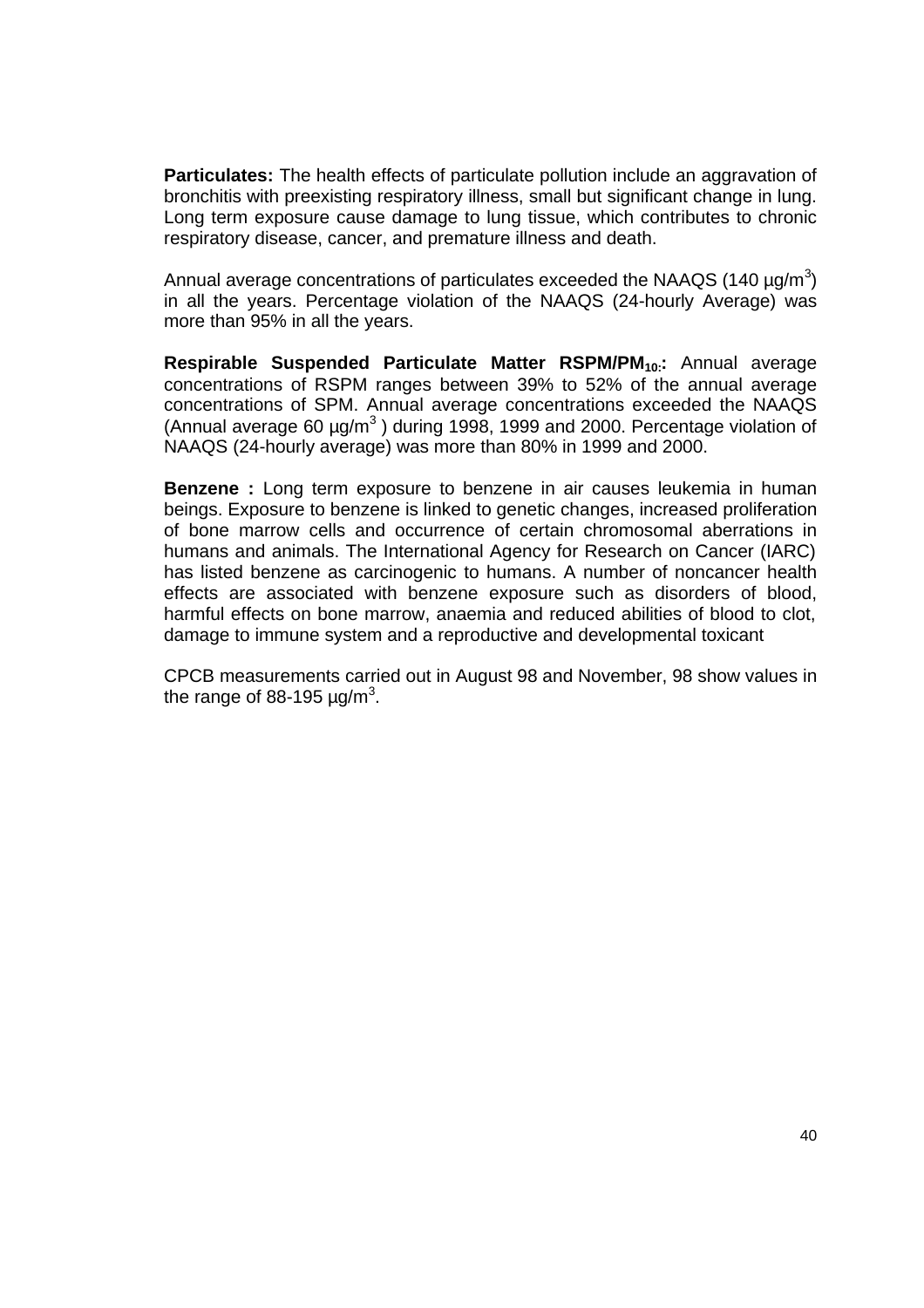**Particulates:** The health effects of particulate pollution include an aggravation of bronchitis with preexisting respiratory illness, small but significant change in lung. Long term exposure cause damage to lung tissue, which contributes to chronic respiratory disease, cancer, and premature illness and death.

Annual average concentrations of particulates exceeded the NAAQS (140 µg/$m^3$) in all the years. Percentage violation of the NAAQS (24-hourly Average) was more than 95% in all the years.

**Respirable Suspended Particulate Matter RSPM/$PM_{10}$:** Annual average concentrations of RSPM ranges between 39% to 52% of the annual average concentrations of SPM. Annual average concentrations exceeded the NAAQS (Annual average 60 µg/$m^3$ ) during 1998, 1999 and 2000. Percentage violation of NAAQS (24-hourly average) was more than 80% in 1999 and 2000.

**Benzene :** Long term exposure to benzene in air causes leukemia in human beings. Exposure to benzene is linked to genetic changes, increased proliferation of bone marrow cells and occurrence of certain chromosomal aberrations in humans and animals. The International Agency for Research on Cancer (IARC) has listed benzene as carcinogenic to humans. A number of noncancer health effects are associated with benzene exposure such as disorders of blood, harmful effects on bone marrow, anaemia and reduced abilities of blood to clot, damage to immune system and a reproductive and developmental toxicant

CPCB measurements carried out in August 98 and November, 98 show values in the range of 88-195 µg/$m^3$.